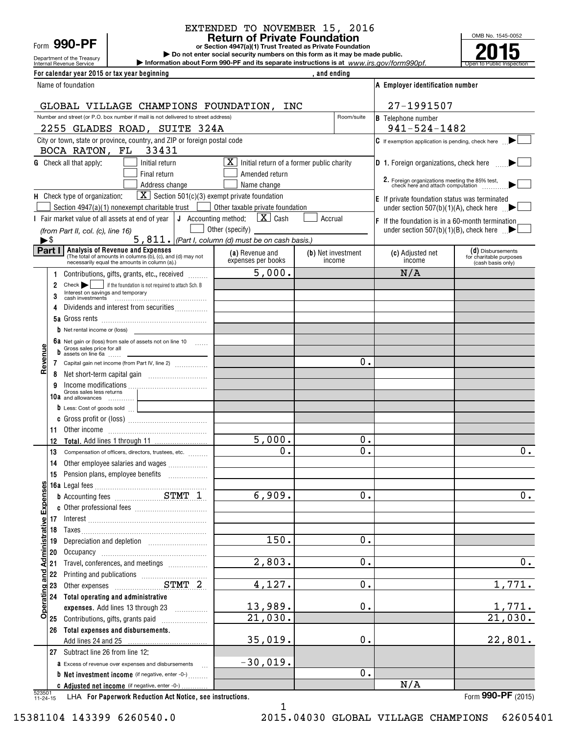EXTENDED TO NOVEMBER 15, 2016

Form **990-PF**

Department of the Treasury
Internal Revenue Service

# Return of Private Foundation

**or Section 4947(a)(1) Trust Treated as Private Foundation**

▶ Do not enter social security numbers on this form as it may be made public.

▶ Information about Form 990-PF and its separate instructions is at www.irs.gov/form990pf.

OMB No. 1545-0052

**2015**

Open to Public Inspection

For calendar year 2015 or tax year beginning , and ending

Name of foundation: GLOBAL VILLAGE CHAMPIONS FOUNDATION, INC

**A** Employer identification number: 27-1991507

Number and street (or P.O. box number if mail is not delivered to street address): 2255 GLADES ROAD, SUITE 324A — Room/suite

**B** Telephone number: 941-524-1482

City or town, state or province, country, and ZIP or foreign postal code: BOCA RATON, FL 33431

**C** If exemption application is pending, check here ▶ ☐

**G** Check all that apply: ☐ Initial return ☒ Initial return of a former public charity ☐ Final return ☐ Amended return ☐ Address change ☐ Name change

**D** 1. Foreign organizations, check here ▶ ☐
2. Foreign organizations meeting the 85% test, check here and attach computation ▶ ☐

**H** Check type of organization: ☒ Section 501(c)(3) exempt private foundation ☐ Section 4947(a)(1) nonexempt charitable trust ☐ Other taxable private foundation

**E** If private foundation status was terminated under section 507(b)(1)(A), check here ▶ ☐

**I** Fair market value of all assets at end of year (from Part II, col. (c), line 16) ▶$ 5,811.

**J** Accounting method: ☒ Cash ☐ Accrual ☐ Other (specify) (Part I, column (d) must be on cash basis.)

**F** If the foundation is in a 60-month termination under section 507(b)(1)(B), check here ▶ ☐

| **Part I** Analysis of Revenue and Expenses (The total of amounts in columns (b), (c), and (d) may not necessarily equal the amounts in column (a).) | (a) Revenue and expenses per books | (b) Net investment income | (c) Adjusted net income | (d) Disbursements for charitable purposes (cash basis only) |
|---|---|---|---|---|
| **Revenue** | | | | |
| 1 Contributions, gifts, grants, etc., received | 5,000. | | N/A | |
| 2 Check ▶ ☐ if the foundation is not required to attach Sch. B | | | | |
| 3 Interest on savings and temporary cash investments | | | | |
| 4 Dividends and interest from securities | | | | |
| 5a Gross rents | | | | |
| b Net rental income or (loss) | | | | |
| 6a Net gain or (loss) from sale of assets not on line 10 | | | | |
| b Gross sales price for all assets on line 6a | | | | |
| 7 Capital gain net income (from Part IV, line 2) | | 0. | | |
| 8 Net short-term capital gain | | | | |
| 9 Income modifications | | | | |
| 10a Gross sales less returns and allowances | | | | |
| b Less: Cost of goods sold | | | | |
| c Gross profit or (loss) | | | | |
| 11 Other income | | | | |
| 12 **Total.** Add lines 1 through 11 | 5,000. | 0. | | |
| **Operating and Administrative Expenses** | | | | |
| 13 Compensation of officers, directors, trustees, etc. | 0. | 0. | | 0. |
| 14 Other employee salaries and wages | | | | |
| 15 Pension plans, employee benefits | | | | |
| 16a Legal fees | | | | |
| b Accounting fees STMT 1 | 6,909. | 0. | | 0. |
| c Other professional fees | | | | |
| 17 Interest | | | | |
| 18 Taxes | | | | |
| 19 Depreciation and depletion | 150. | 0. | | |
| 20 Occupancy | | | | |
| 21 Travel, conferences, and meetings | 2,803. | 0. | | 0. |
| 22 Printing and publications | | | | |
| 23 Other expenses STMT 2 | 4,127. | 0. | | 1,771. |
| 24 **Total operating and administrative expenses.** Add lines 13 through 23 | 13,989. | 0. | | 1,771. |
| 25 Contributions, gifts, grants paid | 21,030. | | | 21,030. |
| 26 **Total expenses and disbursements.** Add lines 24 and 25 | 35,019. | 0. | | 22,801. |
| 27 Subtract line 26 from line 12: | | | | |
| a Excess of revenue over expenses and disbursements | -30,019. | | | |
| b **Net investment income** (if negative, enter -0-) | | 0. | | |
| c **Adjusted net income** (if negative, enter -0-) | | | N/A | |

523501 11-24-15 LHA **For Paperwork Reduction Act Notice, see instructions.** Form **990-PF** (2015)

15381104 143399 6260540.0 2015.04030 GLOBAL VILLAGE CHAMPIONS 62605401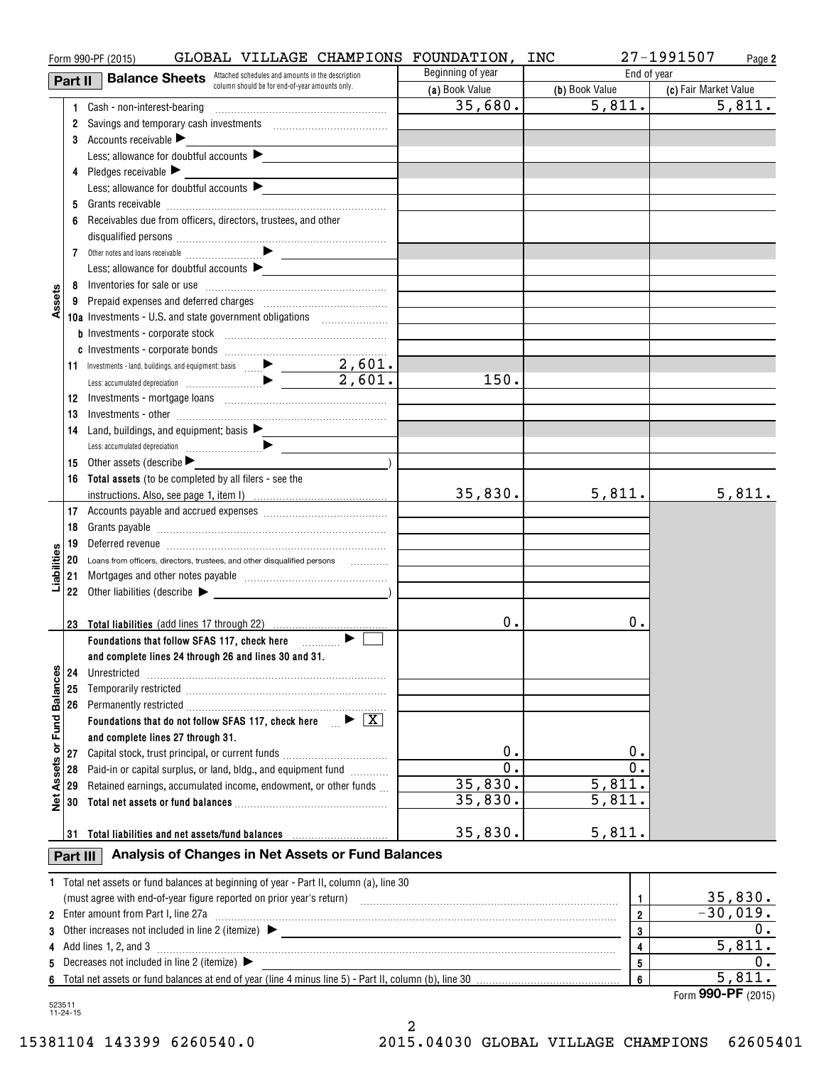Form 990-PF (2015) GLOBAL VILLAGE CHAMPIONS FOUNDATION, INC 27-1991507

## Part II Balance Sheets

Attached schedules and amounts in the description column should be for end-of-year amounts only.

| | | | Beginning of year | End of year | |
|---|---|---|---|---|---|
| | | | (a) Book Value | (b) Book Value | (c) Fair Market Value |
| Assets | 1 | Cash - non-interest-bearing | 35,680. | 5,811. | 5,811. |
| | 2 | Savings and temporary cash investments | | | |
| | 3 | Accounts receivable ▶ | | | |
| | | Less: allowance for doubtful accounts ▶ | | | |
| | 4 | Pledges receivable ▶ | | | |
| | | Less: allowance for doubtful accounts ▶ | | | |
| | 5 | Grants receivable | | | |
| | 6 | Receivables due from officers, directors, trustees, and other disqualified persons | | | |
| | 7 | Other notes and loans receivable ▶ | | | |
| | | Less: allowance for doubtful accounts ▶ | | | |
| | 8 | Inventories for sale or use | | | |
| | 9 | Prepaid expenses and deferred charges | | | |
| | 10a | Investments - U.S. and state government obligations | | | |
| | b | Investments - corporate stock | | | |
| | c | Investments - corporate bonds | | | |
| | 11 | Investments - land, buildings, and equipment: basis ▶ 2,601. | | | |
| | | Less: accumulated depreciation ▶ 2,601. | 150. | | |
| | 12 | Investments - mortgage loans | | | |
| | 13 | Investments - other | | | |
| | 14 | Land, buildings, and equipment: basis ▶ | | | |
| | | Less: accumulated depreciation ▶ | | | |
| | 15 | Other assets (describe ▶ ) | | | |
| | 16 | Total assets (to be completed by all filers - see the instructions. Also, see page 1, item I) | 35,830. | 5,811. | 5,811. |
| Liabilities | 17 | Accounts payable and accrued expenses | | | |
| | 18 | Grants payable | | | |
| | 19 | Deferred revenue | | | |
| | 20 | Loans from officers, directors, trustees, and other disqualified persons | | | |
| | 21 | Mortgages and other notes payable | | | |
| | 22 | Other liabilities (describe ▶ ) | | | |
| | 23 | Total liabilities (add lines 17 through 22) | 0. | 0. | |
| Net Assets or Fund Balances | | Foundations that follow SFAS 117, check here ▶ ☐ and complete lines 24 through 26 and lines 30 and 31. | | | |
| | 24 | Unrestricted | | | |
| | 25 | Temporarily restricted | | | |
| | 26 | Permanently restricted | | | |
| | | Foundations that do not follow SFAS 117, check here ▶ ☒ and complete lines 27 through 31. | | | |
| | 27 | Capital stock, trust principal, or current funds | 0. | 0. | |
| | 28 | Paid-in or capital surplus, or land, bldg., and equipment fund | 0. | 0. | |
| | 29 | Retained earnings, accumulated income, endowment, or other funds | 35,830. | 5,811. | |
| | 30 | Total net assets or fund balances | 35,830. | 5,811. | |
| | 31 | Total liabilities and net assets/fund balances | 35,830. | 5,811. | |

## Part III Analysis of Changes in Net Assets or Fund Balances

| | | | |
|---|---|---|---|
| 1 | Total net assets or fund balances at beginning of year - Part II, column (a), line 30 (must agree with end-of-year figure reported on prior year's return) | 1 | 35,830. |
| 2 | Enter amount from Part I, line 27a | 2 | -30,019. |
| 3 | Other increases not included in line 2 (itemize) ▶ | 3 | 0. |
| 4 | Add lines 1, 2, and 3 | 4 | 5,811. |
| 5 | Decreases not included in line 2 (itemize) ▶ | 5 | 0. |
| 6 | Total net assets or fund balances at end of year (line 4 minus line 5) - Part II, column (b), line 30 | 6 | 5,811. |

Form **990-PF** (2015)

523511 11-24-15

15381104 143399 6260540.0 2015.04030 GLOBAL VILLAGE CHAMPIONS 62605401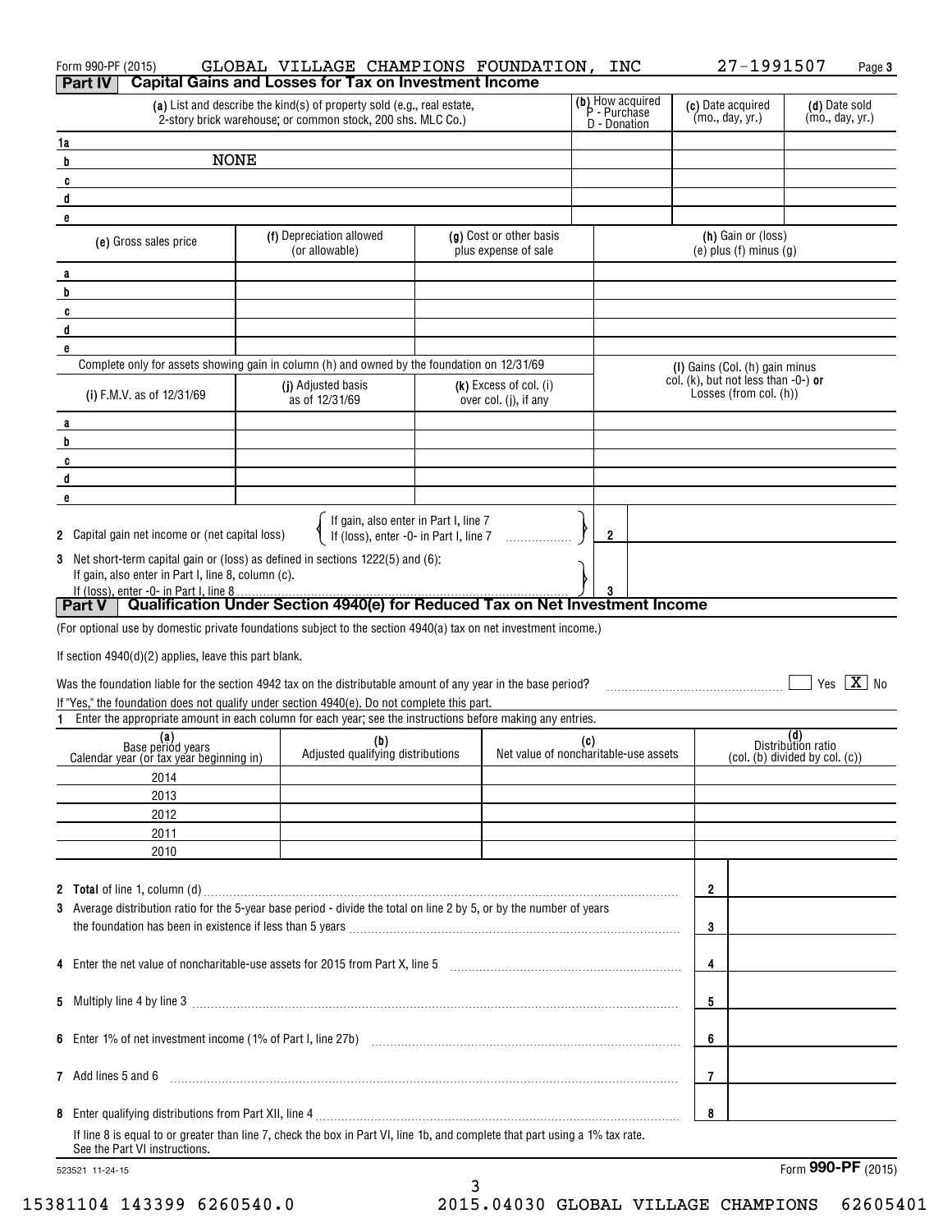Form 990-PF (2015) GLOBAL VILLAGE CHAMPIONS FOUNDATION, INC 27-1991507

## Part IV Capital Gains and Losses for Tax on Investment Income

| | (a) List and describe the kind(s) of property sold (e.g., real estate, 2-story brick warehouse; or common stock, 200 shs. MLC Co.) | (b) How acquired P - Purchase D - Donation | (c) Date acquired (mo., day, yr.) | (d) Date sold (mo., day, yr.) |
|---|---|---|---|---|
| 1a | | | | |
| b | NONE | | | |
| c | | | | |
| d | | | | |
| e | | | | |

| | (e) Gross sales price | (f) Depreciation allowed (or allowable) | (g) Cost or other basis plus expense of sale | (h) Gain or (loss) (e) plus (f) minus (g) |
|---|---|---|---|---|
| a | | | | |
| b | | | | |
| c | | | | |
| d | | | | |
| e | | | | |

Complete only for assets showing gain in column (h) and owned by the foundation on 12/31/69

| | (i) F.M.V. as of 12/31/69 | (j) Adjusted basis as of 12/31/69 | (k) Excess of col. (i) over col. (j), if any | (l) Gains (Col. (h) gain minus col. (k), but not less than -0-) or Losses (from col. (h)) |
|---|---|---|---|---|
| a | | | | |
| b | | | | |
| c | | | | |
| d | | | | |
| e | | | | |

2 Capital gain net income or (net capital loss) { If gain, also enter in Part I, line 7; If (loss), enter -0- in Part I, line 7 } ..... **2**

3 Net short-term capital gain or (loss) as defined in sections 1222(5) and (6): If gain, also enter in Part I, line 8, column (c). If (loss), enter -0- in Part I, line 8 ..... **3**

## Part V Qualification Under Section 4940(e) for Reduced Tax on Net Investment Income

(For optional use by domestic private foundations subject to the section 4940(a) tax on net investment income.)

If section 4940(d)(2) applies, leave this part blank.

Was the foundation liable for the section 4942 tax on the distributable amount of any year in the base period? ☐ Yes ☒ No

If "Yes," the foundation does not qualify under section 4940(e). Do not complete this part.

1 Enter the appropriate amount in each column for each year; see the instructions before making any entries.

| (a) Base period years Calendar year (or tax year beginning in) | (b) Adjusted qualifying distributions | (c) Net value of noncharitable-use assets | (d) Distribution ratio (col. (b) divided by col. (c)) |
|---|---|---|---|
| 2014 | | | |
| 2013 | | | |
| 2012 | | | |
| 2011 | | | |
| 2010 | | | |

| | | | |
|---|---|---|---|
| 2 | **Total** of line 1, column (d) | 2 | |
| 3 | Average distribution ratio for the 5-year base period - divide the total on line 2 by 5, or by the number of years the foundation has been in existence if less than 5 years | 3 | |
| 4 | Enter the net value of noncharitable-use assets for 2015 from Part X, line 5 | 4 | |
| 5 | Multiply line 4 by line 3 | 5 | |
| 6 | Enter 1% of net investment income (1% of Part I, line 27b) | 6 | |
| 7 | Add lines 5 and 6 | 7 | |
| 8 | Enter qualifying distributions from Part XII, line 4 | 8 | |

If line 8 is equal to or greater than line 7, check the box in Part VI, line 1b, and complete that part using a 1% tax rate. See the Part VI instructions.

523521 11-24-15 Form **990-PF** (2015)

15381104 143399 6260540.0 2015.04030 GLOBAL VILLAGE CHAMPIONS 62605401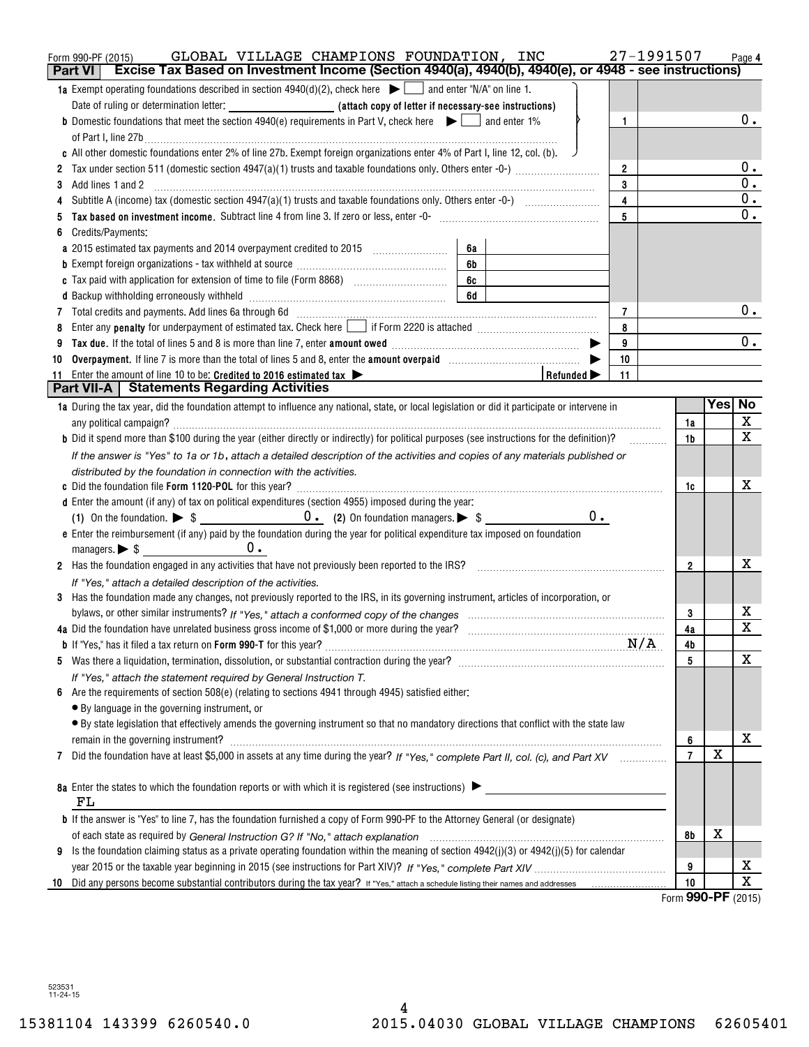Form 990-PF (2015) GLOBAL VILLAGE CHAMPIONS FOUNDATION, INC 27-1991507

## Part VI Excise Tax Based on Investment Income (Section 4940(a), 4940(b), 4940(e), or 4948 - see instructions)

| | | | |
|---|---|---|---|
| **1a** Exempt operating foundations described in section 4940(d)(2), check here ▶ ☐ and enter "N/A" on line 1. | | | |
| Date of ruling or determination letter: ______ **(attach copy of letter if necessary-see instructions)** | | | |
| **b** Domestic foundations that meet the section 4940(e) requirements in Part V, check here ▶ ☐ and enter 1% of Part I, line 27b | | 1 | 0. |
| **c** All other domestic foundations enter 2% of line 27b. Exempt foreign organizations enter 4% of Part I, line 12, col. (b). | | | |
| **2** Tax under section 511 (domestic section 4947(a)(1) trusts and taxable foundations only. Others enter -0-) | | 2 | 0. |
| **3** Add lines 1 and 2 | | 3 | 0. |
| **4** Subtitle A (income) tax (domestic section 4947(a)(1) trusts and taxable foundations only. Others enter -0-) | | 4 | 0. |
| **5** **Tax based on investment income.** Subtract line 4 from line 3. If zero or less, enter -0- | | 5 | 0. |
| **6** Credits/Payments: | | | |
| **a** 2015 estimated tax payments and 2014 overpayment credited to 2015 | 6a | | |
| **b** Exempt foreign organizations - tax withheld at source | 6b | | |
| **c** Tax paid with application for extension of time to file (Form 8868) | 6c | | |
| **d** Backup withholding erroneously withheld | 6d | | |
| **7** Total credits and payments. Add lines 6a through 6d | | 7 | 0. |
| **8** Enter any **penalty** for underpayment of estimated tax. Check here ☐ if Form 2220 is attached | | 8 | |
| **9** **Tax due.** If the total of lines 5 and 8 is more than line 7, enter **amount owed** ▶ | | 9 | 0. |
| **10** **Overpayment.** If line 7 is more than the total of lines 5 and 8, enter the **amount overpaid** ▶ | | 10 | |
| **11** Enter the amount of line 10 to be: **Credited to 2016 estimated tax** ▶ | **Refunded** ▶ | 11 | |

## Part VII-A Statements Regarding Activities

| | | Yes | No |
|---|---|---|---|
| **1a** During the tax year, did the foundation attempt to influence any national, state, or local legislation or did it participate or intervene in any political campaign? | 1a | | X |
| **b** Did it spend more than $100 during the year (either directly or indirectly) for political purposes (see instructions for the definition)? | 1b | | X |
| *If the answer is "Yes" to 1a or 1b, attach a detailed description of the activities and copies of any materials published or distributed by the foundation in connection with the activities.* | | | |
| **c** Did the foundation file **Form 1120-POL** for this year? | 1c | | X |
| **d** Enter the amount (if any) of tax on political expenditures (section 4955) imposed during the year: (1) On the foundation. ▶ $ 0. (2) On foundation managers. ▶ $ 0. | | | |
| **e** Enter the reimbursement (if any) paid by the foundation during the year for political expenditure tax imposed on foundation managers. ▶ $ 0. | | | |
| **2** Has the foundation engaged in any activities that have not previously been reported to the IRS? | 2 | | X |
| *If "Yes," attach a detailed description of the activities.* | | | |
| **3** Has the foundation made any changes, not previously reported to the IRS, in its governing instrument, articles of incorporation, or bylaws, or other similar instruments? *If "Yes," attach a conformed copy of the changes* | 3 | | X |
| **4a** Did the foundation have unrelated business gross income of $1,000 or more during the year? | 4a | | X |
| **b** If "Yes," has it filed a tax return on **Form 990-T** for this year? N/A | 4b | | |
| **5** Was there a liquidation, termination, dissolution, or substantial contraction during the year? | 5 | | X |
| *If "Yes," attach the statement required by General Instruction T.* | | | |
| **6** Are the requirements of section 508(e) (relating to sections 4941 through 4945) satisfied either: | | | |
| • By language in the governing instrument, or | | | |
| • By state legislation that effectively amends the governing instrument so that no mandatory directions that conflict with the state law remain in the governing instrument? | 6 | | X |
| **7** Did the foundation have at least $5,000 in assets at any time during the year? *If "Yes," complete Part II, col. (c), and Part XV* | 7 | X | |
| **8a** Enter the states to which the foundation reports or with which it is registered (see instructions) ▶ FL | | | |
| **b** If the answer is "Yes" to line 7, has the foundation furnished a copy of Form 990-PF to the Attorney General (or designate) of each state as required by *General Instruction G? If "No," attach explanation* | 8b | X | |
| **9** Is the foundation claiming status as a private operating foundation within the meaning of section 4942(j)(3) or 4942(j)(5) for calendar year 2015 or the taxable year beginning in 2015 (see instructions for Part XIV)? *If "Yes," complete Part XIV* | 9 | | X |
| **10** Did any persons become substantial contributors during the tax year? If "Yes," attach a schedule listing their names and addresses | 10 | | X |

Form **990-PF** (2015)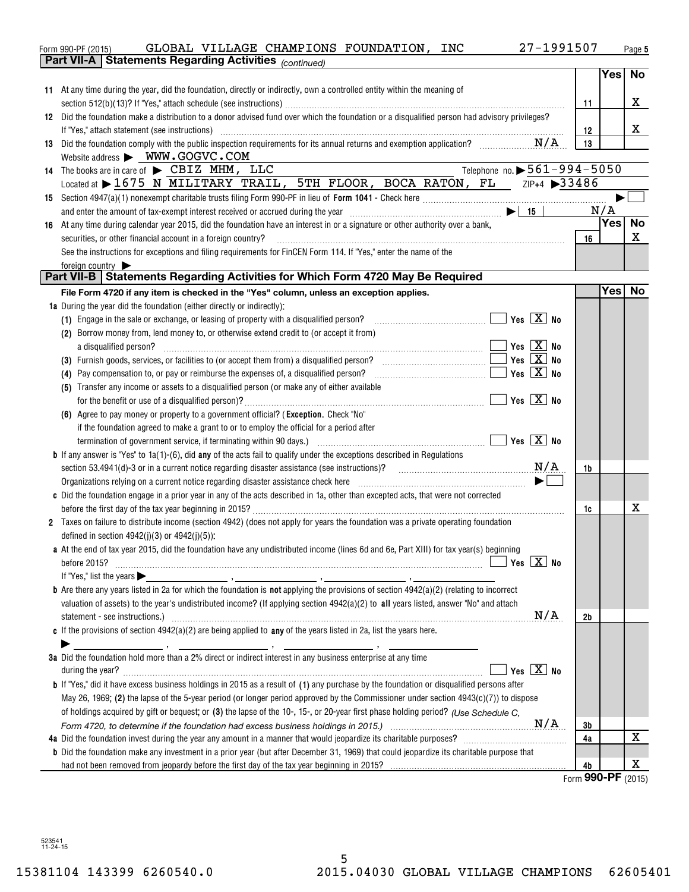Form 990-PF (2015) GLOBAL VILLAGE CHAMPIONS FOUNDATION, INC 27-1991507

## Part VII-A | Statements Regarding Activities *(continued)*

| | | | Yes | No |
|---|---|---|---|---|
| **11** | At any time during the year, did the foundation, directly or indirectly, own a controlled entity within the meaning of section 512(b)(13)? If "Yes," attach schedule (see instructions) | 11 | | X |
| **12** | Did the foundation make a distribution to a donor advised fund over which the foundation or a disqualified person had advisory privileges? If "Yes," attach statement (see instructions) | 12 | | X |
| **13** | Did the foundation comply with the public inspection requirements for its annual returns and exemption application? N/A | 13 | | |

Website address ▶ WWW.GOGVC.COM

**14** The books are in care of ▶ CBIZ MHM, LLC   Telephone no. ▶ 561-994-5050

Located at ▶ 1675 N MILITARY TRAIL, 5TH FLOOR, BOCA RATON, FL   ZIP+4 ▶ 33486

**15** Section 4947(a)(1) nonexempt charitable trusts filing Form 990-PF in lieu of **Form 1041** - Check here ▶ ☐

and enter the amount of tax-exempt interest received or accrued during the year ▶ | 15 |   N/A

| | | | Yes | No |
|---|---|---|---|---|
| **16** | At any time during calendar year 2015, did the foundation have an interest in or a signature or other authority over a bank, securities, or other financial account in a foreign country? See the instructions for exceptions and filing requirements for FinCEN Form 114. If "Yes," enter the name of the foreign country ▶ | 16 | | X |

## Part VII-B | Statements Regarding Activities for Which Form 4720 May Be Required

**File Form 4720 if any item is checked in the "Yes" column, unless an exception applies.**

| | | | Yes | No |
|---|---|---|---|---|
| **1a** | During the year did the foundation (either directly or indirectly): | | | |
| | **(1)** Engage in the sale or exchange, or leasing of property with a disqualified person? ☐ Yes ☒ No | | | |
| | **(2)** Borrow money from, lend money to, or otherwise extend credit to (or accept it from) a disqualified person? ☐ Yes ☒ No | | | |
| | **(3)** Furnish goods, services, or facilities to (or accept them from) a disqualified person? ☐ Yes ☒ No | | | |
| | **(4)** Pay compensation to, or pay or reimburse the expenses of, a disqualified person? ☐ Yes ☒ No | | | |
| | **(5)** Transfer any income or assets to a disqualified person (or make any of either available for the benefit or use of a disqualified person)? ☐ Yes ☒ No | | | |
| | **(6)** Agree to pay money or property to a government official? (**Exception.** Check "No" if the foundation agreed to make a grant to or to employ the official for a period after termination of government service, if terminating within 90 days.) ☐ Yes ☒ No | | | |
| **b** | If any answer is "Yes" to 1a(1)-(6), did **any** of the acts fail to qualify under the exceptions described in Regulations section 53.4941(d)-3 or in a current notice regarding disaster assistance (see instructions)? N/A | 1b | | |
| | Organizations relying on a current notice regarding disaster assistance check here ▶ ☐ | | | |
| **c** | Did the foundation engage in a prior year in any of the acts described in 1a, other than excepted acts, that were not corrected before the first day of the tax year beginning in 2015? | 1c | | X |
| **2** | Taxes on failure to distribute income (section 4942) (does not apply for years the foundation was a private operating foundation defined in section 4942(j)(3) or 4942(j)(5)): | | | |
| **a** | At the end of tax year 2015, did the foundation have any undistributed income (lines 6d and 6e, Part XIII) for tax year(s) beginning before 2015? ☐ Yes ☒ No<br>If "Yes," list the years ▶ ______, ______, ______, ______ | | | |
| **b** | Are there any years listed in 2a for which the foundation is **not** applying the provisions of section 4942(a)(2) (relating to incorrect valuation of assets) to the year's undistributed income? (If applying section 4942(a)(2) to **all** years listed, answer "No" and attach statement - see instructions.) N/A | 2b | | |
| **c** | If the provisions of section 4942(a)(2) are being applied to **any** of the years listed in 2a, list the years here.<br>▶ ______, ______, ______, ______ | | | |
| **3a** | Did the foundation hold more than a 2% direct or indirect interest in any business enterprise at any time during the year? ☐ Yes ☒ No | | | |
| **b** | If "Yes," did it have excess business holdings in 2015 as a result of **(1)** any purchase by the foundation or disqualified persons after May 26, 1969; **(2)** the lapse of the 5-year period (or longer period approved by the Commissioner under section 4943(c)(7)) to dispose of holdings acquired by gift or bequest; or **(3)** the lapse of the 10-, 15-, or 20-year first phase holding period? *(Use Schedule C, Form 4720, to determine if the foundation had excess business holdings in 2015.)* N/A | 3b | | |
| **4a** | Did the foundation invest during the year any amount in a manner that would jeopardize its charitable purposes? | 4a | | X |
| **b** | Did the foundation make any investment in a prior year (but after December 31, 1969) that could jeopardize its charitable purpose that had not been removed from jeopardy before the first day of the tax year beginning in 2015? | 4b | | X |

Form **990-PF** (2015)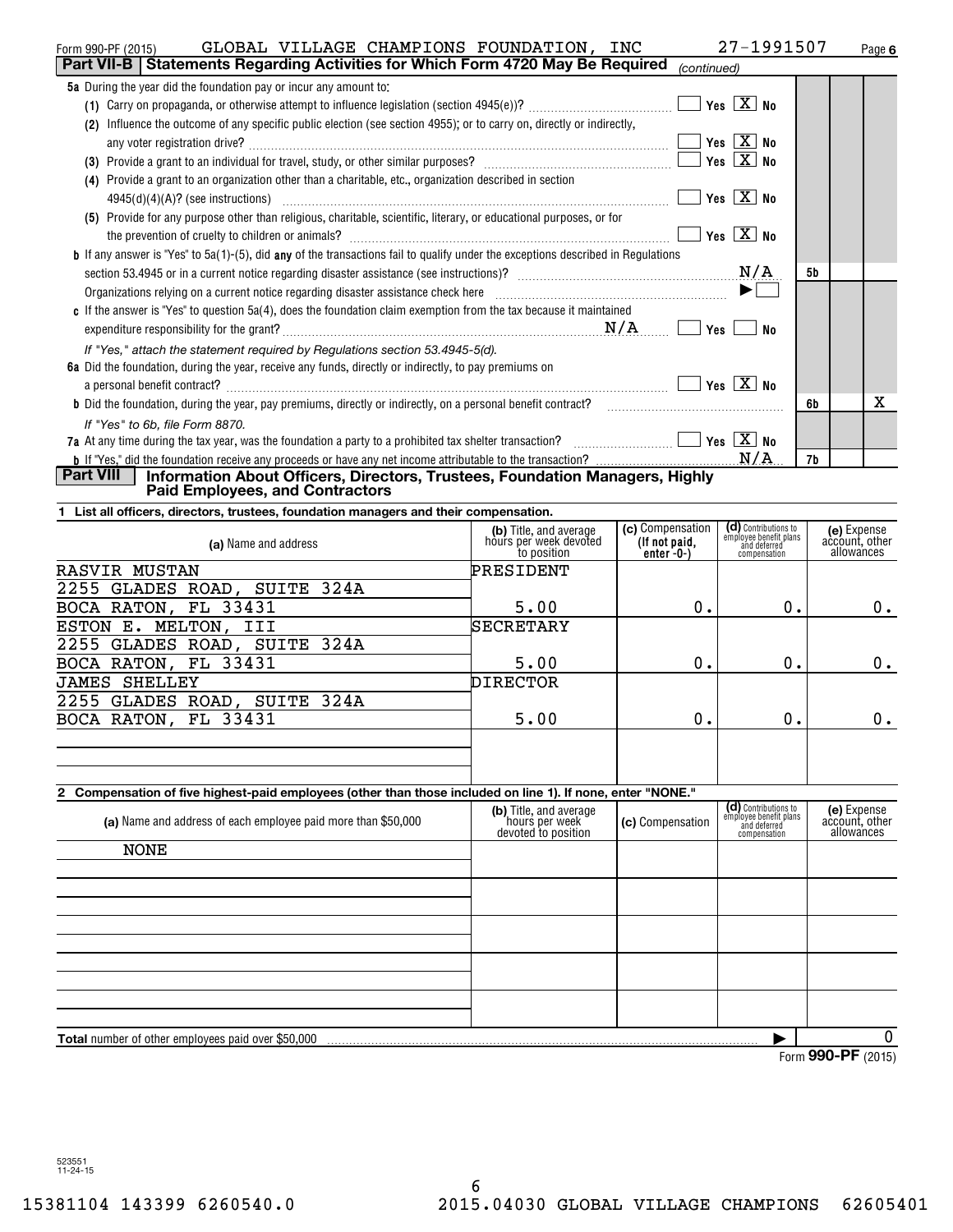Form 990-PF (2015) GLOBAL VILLAGE CHAMPIONS FOUNDATION, INC 27-1991507

## Part VII-B Statements Regarding Activities for Which Form 4720 May Be Required *(continued)*

**5a** During the year did the foundation pay or incur any amount to:

(1) Carry on propaganda, or otherwise attempt to influence legislation (section 4945(e))? ☐ Yes ☒ No

(2) Influence the outcome of any specific public election (see section 4955); or to carry on, directly or indirectly, any voter registration drive? ☐ Yes ☒ No

(3) Provide a grant to an individual for travel, study, or other similar purposes? ☐ Yes ☒ No

(4) Provide a grant to an organization other than a charitable, etc., organization described in section 4945(d)(4)(A)? (see instructions) ☐ Yes ☒ No

(5) Provide for any purpose other than religious, charitable, scientific, literary, or educational purposes, or for the prevention of cruelty to children or animals? ☐ Yes ☒ No

**b** If any answer is "Yes" to 5a(1)-(5), did **any** of the transactions fail to qualify under the exceptions described in Regulations section 53.4945 or in a current notice regarding disaster assistance (see instructions)? N/A **5b**

Organizations relying on a current notice regarding disaster assistance check here ▶ ☐

**c** If the answer is "Yes" to question 5a(4), does the foundation claim exemption from the tax because it maintained expenditure responsibility for the grant? N/A ☐ Yes ☐ No

*If "Yes," attach the statement required by Regulations section 53.4945-5(d).*

**6a** Did the foundation, during the year, receive any funds, directly or indirectly, to pay premiums on a personal benefit contract? ☐ Yes ☒ No

**b** Did the foundation, during the year, pay premiums, directly or indirectly, on a personal benefit contract? **6b** No: X

*If "Yes" to 6b, file Form 8870.*

**7a** At any time during the tax year, was the foundation a party to a prohibited tax shelter transaction? ☐ Yes ☒ No

**b** If "Yes," did the foundation receive any proceeds or have any net income attributable to the transaction? N/A **7b**

## Part VIII Information About Officers, Directors, Trustees, Foundation Managers, Highly Paid Employees, and Contractors

**1 List all officers, directors, trustees, foundation managers and their compensation.**

| (a) Name and address | (b) Title, and average hours per week devoted to position | (c) Compensation (If not paid, enter -0-) | (d) Contributions to employee benefit plans and deferred compensation | (e) Expense account, other allowances |
|---|---|---|---|---|
| RASVIR MUSTAN<br>2255 GLADES ROAD, SUITE 324A<br>BOCA RATON, FL 33431 | PRESIDENT<br>5.00 | 0. | 0. | 0. |
| ESTON E. MELTON, III<br>2255 GLADES ROAD, SUITE 324A<br>BOCA RATON, FL 33431 | SECRETARY<br>5.00 | 0. | 0. | 0. |
| JAMES SHELLEY<br>2255 GLADES ROAD, SUITE 324A<br>BOCA RATON, FL 33431 | DIRECTOR<br>5.00 | 0. | 0. | 0. |

**2 Compensation of five highest-paid employees (other than those included on line 1). If none, enter "NONE."**

| (a) Name and address of each employee paid more than $50,000 | (b) Title, and average hours per week devoted to position | (c) Compensation | (d) Contributions to employee benefit plans and deferred compensation | (e) Expense account, other allowances |
|---|---|---|---|---|
| NONE | | | | |

**Total** number of other employees paid over $50,000 ▶ 0

Form **990-PF** (2015)

523551 11-24-15

15381104 143399 6260540.0 2015.04030 GLOBAL VILLAGE CHAMPIONS 62605401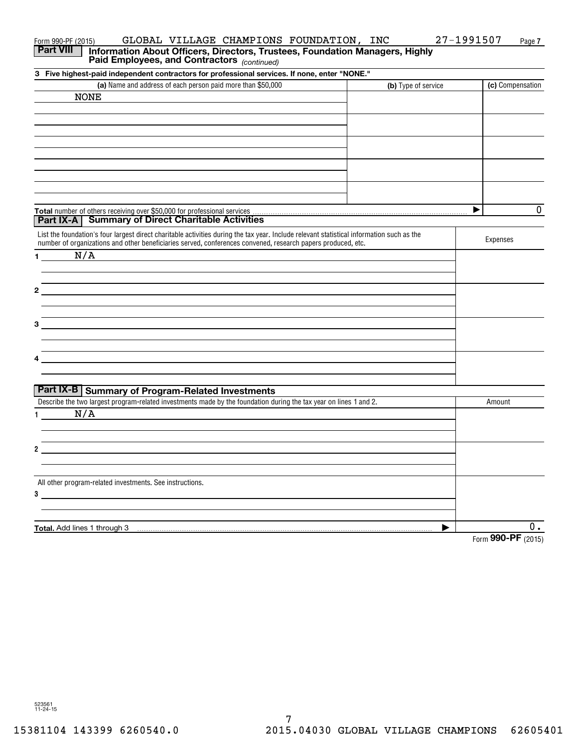Form 990-PF (2015) GLOBAL VILLAGE CHAMPIONS FOUNDATION, INC 27-1991507

## Part VIII Information About Officers, Directors, Trustees, Foundation Managers, Highly Paid Employees, and Contractors *(continued)*

**3 Five highest-paid independent contractors for professional services. If none, enter "NONE."**

| (a) Name and address of each person paid more than $50,000 | (b) Type of service | (c) Compensation |
|---|---|---|
| NONE | | |
| | | |
| | | |
| | | |
| | | |

**Total** number of others receiving over $50,000 for professional services ▶ 0

## Part IX-A Summary of Direct Charitable Activities

| List the foundation's four largest direct charitable activities during the tax year. Include relevant statistical information such as the number of organizations and other beneficiaries served, conferences convened, research papers produced, etc. | Expenses |
|---|---|
| 1 N/A | |
| 2 | |
| 3 | |
| 4 | |

## Part IX-B Summary of Program-Related Investments

| Describe the two largest program-related investments made by the foundation during the tax year on lines 1 and 2. | Amount |
|---|---|
| 1 N/A | |
| 2 | |
| All other program-related investments. See instructions. | |
| 3 | |
| **Total.** Add lines 1 through 3 ▶ | 0. |

Form **990-PF** (2015)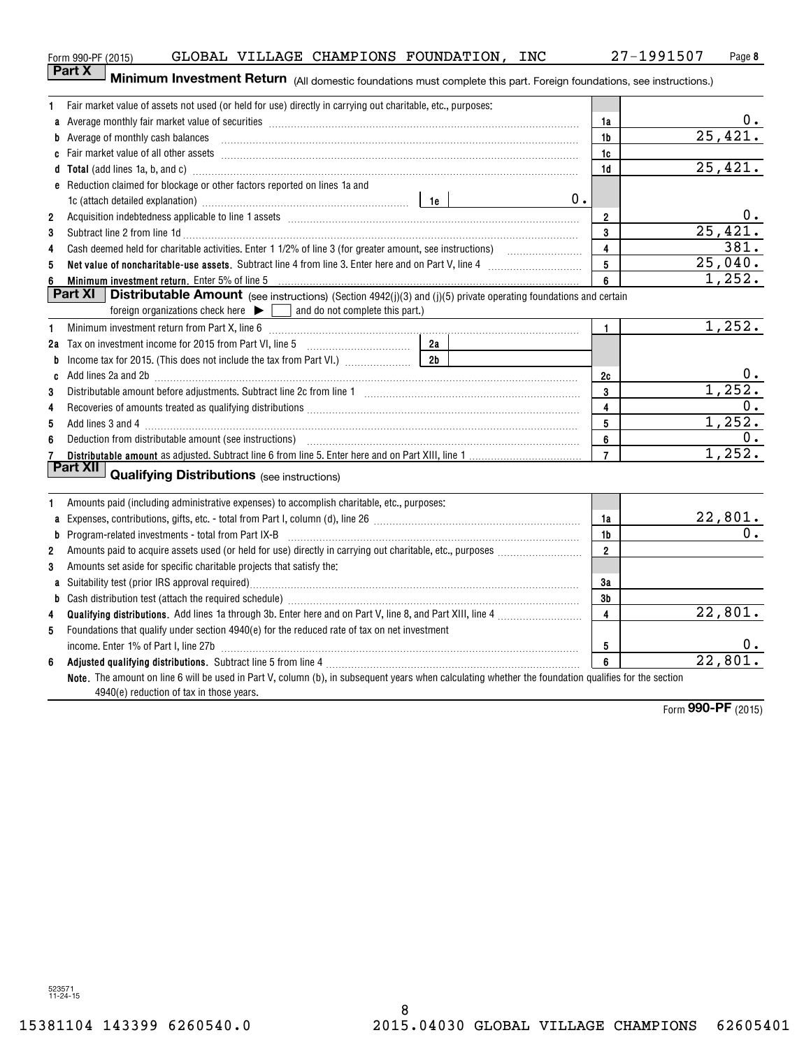Form 990-PF (2015) GLOBAL VILLAGE CHAMPIONS FOUNDATION, INC 27-1991507

## Part X Minimum Investment Return (All domestic foundations must complete this part. Foreign foundations, see instructions.)

| | | | |
|---|---|---|---|
| 1 | Fair market value of assets not used (or held for use) directly in carrying out charitable, etc., purposes: | | |
| a | Average monthly fair market value of securities | 1a | 0. |
| b | Average of monthly cash balances | 1b | 25,421. |
| c | Fair market value of all other assets | 1c | |
| d | **Total** (add lines 1a, b, and c) | 1d | 25,421. |
| e | Reduction claimed for blockage or other factors reported on lines 1a and 1c (attach detailed explanation) — 1e: 0. | | |
| 2 | Acquisition indebtedness applicable to line 1 assets | 2 | 0. |
| 3 | Subtract line 2 from line 1d | 3 | 25,421. |
| 4 | Cash deemed held for charitable activities. Enter 1 1/2% of line 3 (for greater amount, see instructions) | 4 | 381. |
| 5 | **Net value of noncharitable-use assets.** Subtract line 4 from line 3. Enter here and on Part V, line 4 | 5 | 25,040. |
| 6 | **Minimum investment return.** Enter 5% of line 5 | 6 | 1,252. |

## Part XI Distributable Amount (see instructions) (Section 4942(j)(3) and (j)(5) private operating foundations and certain foreign organizations check here ▶ ☐ and do not complete this part.)

| | | | |
|---|---|---|---|
| 1 | Minimum investment return from Part X, line 6 | 1 | 1,252. |
| 2a | Tax on investment income for 2015 from Part VI, line 5 — 2a | | |
| b | Income tax for 2015. (This does not include the tax from Part VI.) — 2b | | |
| c | Add lines 2a and 2b | 2c | 0. |
| 3 | Distributable amount before adjustments. Subtract line 2c from line 1 | 3 | 1,252. |
| 4 | Recoveries of amounts treated as qualifying distributions | 4 | 0. |
| 5 | Add lines 3 and 4 | 5 | 1,252. |
| 6 | Deduction from distributable amount (see instructions) | 6 | 0. |
| 7 | **Distributable amount** as adjusted. Subtract line 6 from line 5. Enter here and on Part XIII, line 1 | 7 | 1,252. |

## Part XII Qualifying Distributions (see instructions)

| | | | |
|---|---|---|---|
| 1 | Amounts paid (including administrative expenses) to accomplish charitable, etc., purposes: | | |
| a | Expenses, contributions, gifts, etc. - total from Part I, column (d), line 26 | 1a | 22,801. |
| b | Program-related investments - total from Part IX-B | 1b | 0. |
| 2 | Amounts paid to acquire assets used (or held for use) directly in carrying out charitable, etc., purposes | 2 | |
| 3 | Amounts set aside for specific charitable projects that satisfy the: | | |
| a | Suitability test (prior IRS approval required) | 3a | |
| b | Cash distribution test (attach the required schedule) | 3b | |
| 4 | **Qualifying distributions.** Add lines 1a through 3b. Enter here and on Part V, line 8, and Part XIII, line 4 | 4 | 22,801. |
| 5 | Foundations that qualify under section 4940(e) for the reduced rate of tax on net investment income. Enter 1% of Part I, line 27b | 5 | 0. |
| 6 | **Adjusted qualifying distributions.** Subtract line 5 from line 4 | 6 | 22,801. |

**Note.** The amount on line 6 will be used in Part V, column (b), in subsequent years when calculating whether the foundation qualifies for the section 4940(e) reduction of tax in those years.

Form **990-PF** (2015)

523571 11-24-15

15381104 143399 6260540.0 2015.04030 GLOBAL VILLAGE CHAMPIONS 62605401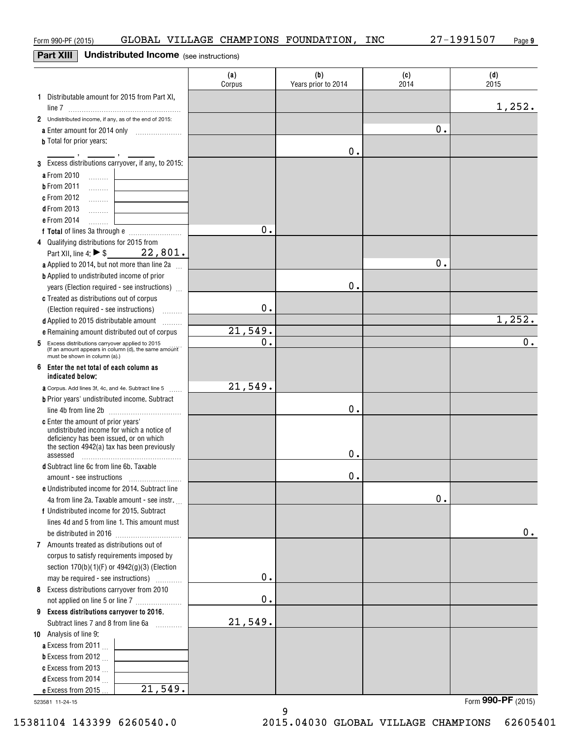Form 990-PF (2015) GLOBAL VILLAGE CHAMPIONS FOUNDATION, INC 27-1991507

## Part XIII Undistributed Income (see instructions)

| | (a) Corpus | (b) Years prior to 2014 | (c) 2014 | (d) 2015 |
|---|---|---|---|---|
| **1** Distributable amount for 2015 from Part XI, line 7 | | | | 1,252. |
| **2** Undistributed income, if any, as of the end of 2015: | | | | |
| **a** Enter amount for 2014 only | | | 0. | |
| **b** Total for prior years: ____ , ____ , ____ | | 0. | | |
| **3** Excess distributions carryover, if any, to 2015: | | | | |
| **a** From 2010 | | | | |
| **b** From 2011 | | | | |
| **c** From 2012 | | | | |
| **d** From 2013 | | | | |
| **e** From 2014 | | | | |
| **f Total** of lines 3a through e | 0. | | | |
| **4** Qualifying distributions for 2015 from Part XII, line 4: ▶ $ 22,801. | | | | |
| **a** Applied to 2014, but not more than line 2a | | | 0. | |
| **b** Applied to undistributed income of prior years (Election required - see instructions) | | 0. | | |
| **c** Treated as distributions out of corpus (Election required - see instructions) | 0. | | | |
| **d** Applied to 2015 distributable amount | | | | 1,252. |
| **e** Remaining amount distributed out of corpus | 21,549. | | | |
| **5** Excess distributions carryover applied to 2015 (If an amount appears in column (d), the same amount must be shown in column (a).) | 0. | | | 0. |
| **6 Enter the net total of each column as indicated below:** | | | | |
| **a** Corpus. Add lines 3f, 4c, and 4e. Subtract line 5 | 21,549. | | | |
| **b** Prior years' undistributed income. Subtract line 4b from line 2b | | 0. | | |
| **c** Enter the amount of prior years' undistributed income for which a notice of deficiency has been issued, or on which the section 4942(a) tax has been previously assessed | | 0. | | |
| **d** Subtract line 6c from line 6b. Taxable amount - see instructions | | 0. | | |
| **e** Undistributed income for 2014. Subtract line 4a from line 2a. Taxable amount - see instr. | | | 0. | |
| **f** Undistributed income for 2015. Subtract lines 4d and 5 from line 1. This amount must be distributed in 2016 | | | | 0. |
| **7** Amounts treated as distributions out of corpus to satisfy requirements imposed by section 170(b)(1)(F) or 4942(g)(3) (Election may be required - see instructions) | 0. | | | |
| **8** Excess distributions carryover from 2010 not applied on line 5 or line 7 | 0. | | | |
| **9 Excess distributions carryover to 2016.** Subtract lines 7 and 8 from line 6a | 21,549. | | | |
| **10** Analysis of line 9: | | | | |
| **a** Excess from 2011 | | | | |
| **b** Excess from 2012 | | | | |
| **c** Excess from 2013 | | | | |
| **d** Excess from 2014 | | | | |
| **e** Excess from 2015 21,549. | | | | |

523581 11-24-15

Form **990-PF** (2015)

15381104 143399 6260540.0 2015.04030 GLOBAL VILLAGE CHAMPIONS 62605401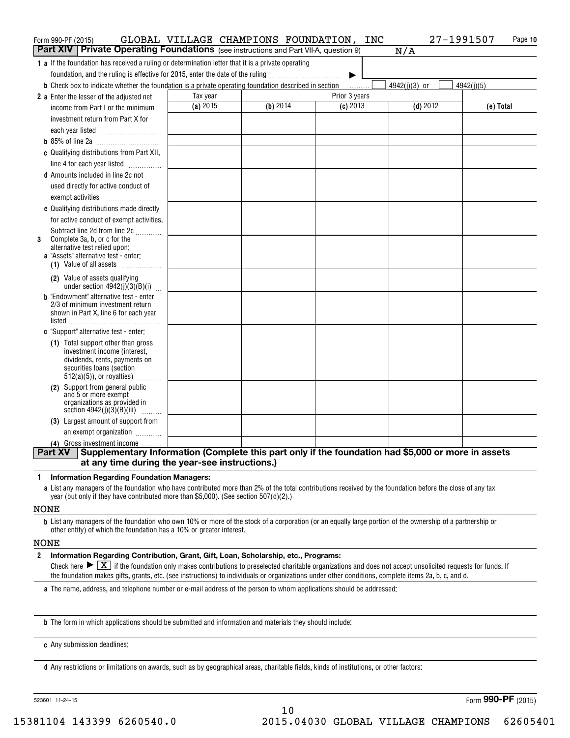Form 990-PF (2015) GLOBAL VILLAGE CHAMPIONS FOUNDATION, INC 27-1991507

## Part XIV Private Operating Foundations (see instructions and Part VII-A, question 9) N/A

**1 a** If the foundation has received a ruling or determination letter that it is a private operating foundation, and the ruling is effective for 2015, enter the date of the ruling ▶

**b** Check box to indicate whether the foundation is a private operating foundation described in section ☐ 4942(j)(3) or ☐ 4942(j)(5)

| | Tax year | Prior 3 years | | | |
|---|---|---|---|---|---|
| | (a) 2015 | (b) 2014 | (c) 2013 | (d) 2012 | (e) Total |
| **2 a** Enter the lesser of the adjusted net income from Part I or the minimum investment return from Part X for each year listed | | | | | |
| **b** 85% of line 2a | | | | | |
| **c** Qualifying distributions from Part XII, line 4 for each year listed | | | | | |
| **d** Amounts included in line 2c not used directly for active conduct of exempt activities | | | | | |
| **e** Qualifying distributions made directly for active conduct of exempt activities. Subtract line 2d from line 2c | | | | | |
| **3** Complete 3a, b, or c for the alternative test relied upon: **a** "Assets" alternative test - enter: **(1)** Value of all assets | | | | | |
| **(2)** Value of assets qualifying under section 4942(j)(3)(B)(i) | | | | | |
| **b** "Endowment" alternative test - enter 2/3 of minimum investment return shown in Part X, line 6 for each year listed | | | | | |
| **c** "Support" alternative test - enter: **(1)** Total support other than gross investment income (interest, dividends, rents, payments on securities loans (section 512(a)(5)), or royalties) | | | | | |
| **(2)** Support from general public and 5 or more exempt organizations as provided in section 4942(j)(3)(B)(iii) | | | | | |
| **(3)** Largest amount of support from an exempt organization | | | | | |
| **(4)** Gross investment income | | | | | |

## Part XV Supplementary Information (Complete this part only if the foundation had $5,000 or more in assets at any time during the year-see instructions.)

**1 Information Regarding Foundation Managers:**

**a** List any managers of the foundation who have contributed more than 2% of the total contributions received by the foundation before the close of any tax year (but only if they have contributed more than $5,000). (See section 507(d)(2).)

NONE

**b** List any managers of the foundation who own 10% or more of the stock of a corporation (or an equally large portion of the ownership of a partnership or other entity) of which the foundation has a 10% or greater interest.

NONE

**2 Information Regarding Contribution, Grant, Gift, Loan, Scholarship, etc., Programs:**

Check here ▶ ☒ if the foundation only makes contributions to preselected charitable organizations and does not accept unsolicited requests for funds. If the foundation makes gifts, grants, etc. (see instructions) to individuals or organizations under other conditions, complete items 2a, b, c, and d.

**a** The name, address, and telephone number or e-mail address of the person to whom applications should be addressed:

**b** The form in which applications should be submitted and information and materials they should include:

**c** Any submission deadlines:

**d** Any restrictions or limitations on awards, such as by geographical areas, charitable fields, kinds of institutions, or other factors:

523601 11-24-15 Form **990-PF** (2015)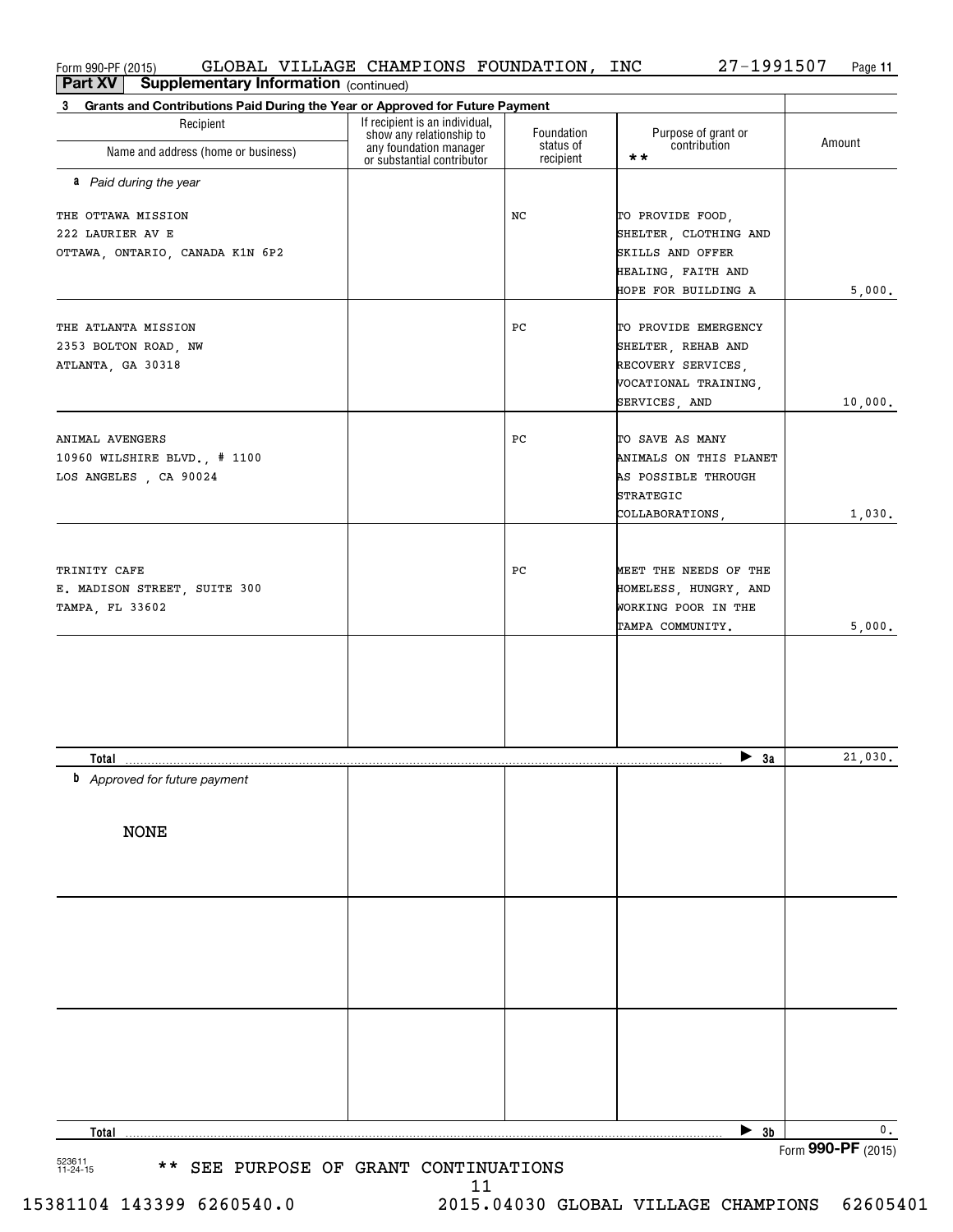Form 990-PF (2015) GLOBAL VILLAGE CHAMPIONS FOUNDATION, INC 27-1991507 Page 11

**Part XV Supplementary Information** (continued)

**3 Grants and Contributions Paid During the Year or Approved for Future Payment**

| Recipient Name and address (home or business) | If recipient is an individual, show any relationship to any foundation manager or substantial contributor | Foundation status of recipient | Purpose of grant or contribution ** | Amount |
|---|---|---|---|---|
| ***a** Paid during the year* | | | | |
| THE OTTAWA MISSION<br>222 LAURIER AV E<br>OTTAWA, ONTARIO, CANADA K1N 6P2 | | NC | TO PROVIDE FOOD, SHELTER, CLOTHING AND SKILLS AND OFFER HEALING, FAITH AND HOPE FOR BUILDING A | 5,000. |
| THE ATLANTA MISSION<br>2353 BOLTON ROAD, NW<br>ATLANTA, GA 30318 | | PC | TO PROVIDE EMERGENCY SHELTER, REHAB AND RECOVERY SERVICES, VOCATIONAL TRAINING, SERVICES, AND | 10,000. |
| ANIMAL AVENGERS<br>10960 WILSHIRE BLVD., # 1100<br>LOS ANGELES , CA 90024 | | PC | TO SAVE AS MANY ANIMALS ON THIS PLANET AS POSSIBLE THROUGH STRATEGIC COLLABORATIONS, | 1,030. |
| TRINITY CAFE<br>E. MADISON STREET, SUITE 300<br>TAMPA, FL 33602 | | PC | MEET THE NEEDS OF THE HOMELESS, HUNGRY, AND WORKING POOR IN THE TAMPA COMMUNITY. | 5,000. |
| **Total** | | | ▶ **3a** | 21,030. |
| ***b** Approved for future payment* | | | | |
| NONE | | | | |
| **Total** | | | ▶ **3b** | 0. |

Form **990-PF** (2015)

523611 11-24-15

** SEE PURPOSE OF GRANT CONTINUATIONS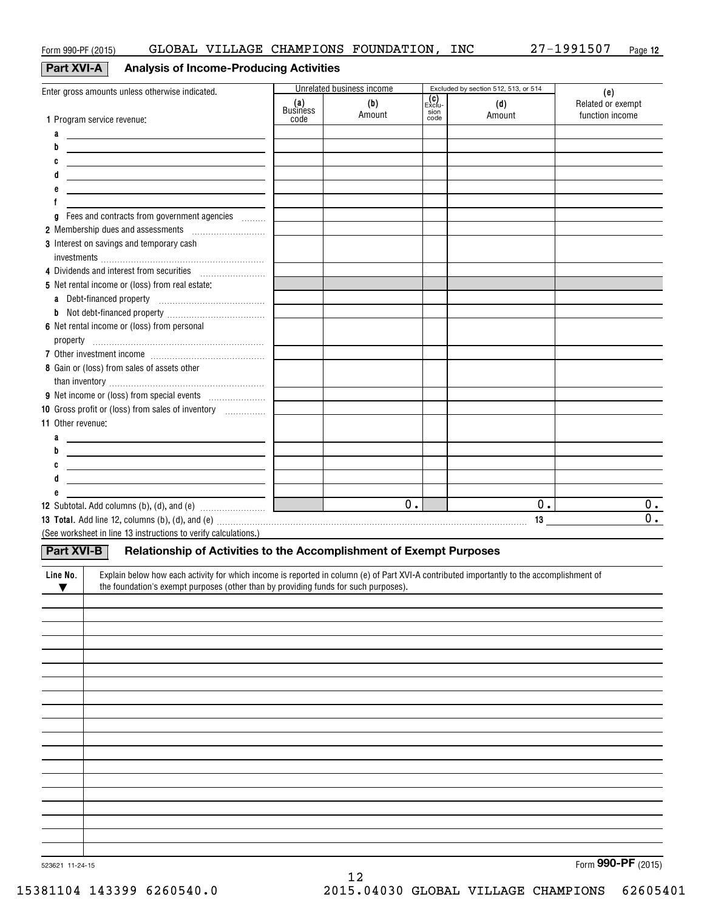Form 990-PF (2015) GLOBAL VILLAGE CHAMPIONS FOUNDATION, INC 27-1991507 Page 12

## Part XVI-A Analysis of Income-Producing Activities

| Enter gross amounts unless otherwise indicated. | Unrelated business income | | Excluded by section 512, 513, or 514 | | (e) |
|---|---|---|---|---|---|
| | (a) Business code | (b) Amount | (c) Exclusion code | (d) Amount | Related or exempt function income |
| 1 Program service revenue: | | | | | |
| a | | | | | |
| b | | | | | |
| c | | | | | |
| d | | | | | |
| e | | | | | |
| f | | | | | |
| g Fees and contracts from government agencies | | | | | |
| 2 Membership dues and assessments | | | | | |
| 3 Interest on savings and temporary cash investments | | | | | |
| 4 Dividends and interest from securities | | | | | |
| 5 Net rental income or (loss) from real estate: | | | | | |
| a Debt-financed property | | | | | |
| b Not debt-financed property | | | | | |
| 6 Net rental income or (loss) from personal property | | | | | |
| 7 Other investment income | | | | | |
| 8 Gain or (loss) from sales of assets other than inventory | | | | | |
| 9 Net income or (loss) from special events | | | | | |
| 10 Gross profit or (loss) from sales of inventory | | | | | |
| 11 Other revenue: | | | | | |
| a | | | | | |
| b | | | | | |
| c | | | | | |
| d | | | | | |
| e | | | | | |
| 12 Subtotal. Add columns (b), (d), and (e) | | 0. | | 0. | 0. |
| 13 Total. Add line 12, columns (b), (d), and (e) | | | | 13 | 0. |

(See worksheet in line 13 instructions to verify calculations.)

## Part XVI-B Relationship of Activities to the Accomplishment of Exempt Purposes

| Line No. ▼ | Explain below how each activity for which income is reported in column (e) of Part XVI-A contributed importantly to the accomplishment of the foundation's exempt purposes (other than by providing funds for such purposes). |
|---|---|
| | |

523621 11-24-15

Form 990-PF (2015)

15381104 143399 6260540.0 2015.04030 GLOBAL VILLAGE CHAMPIONS 62605401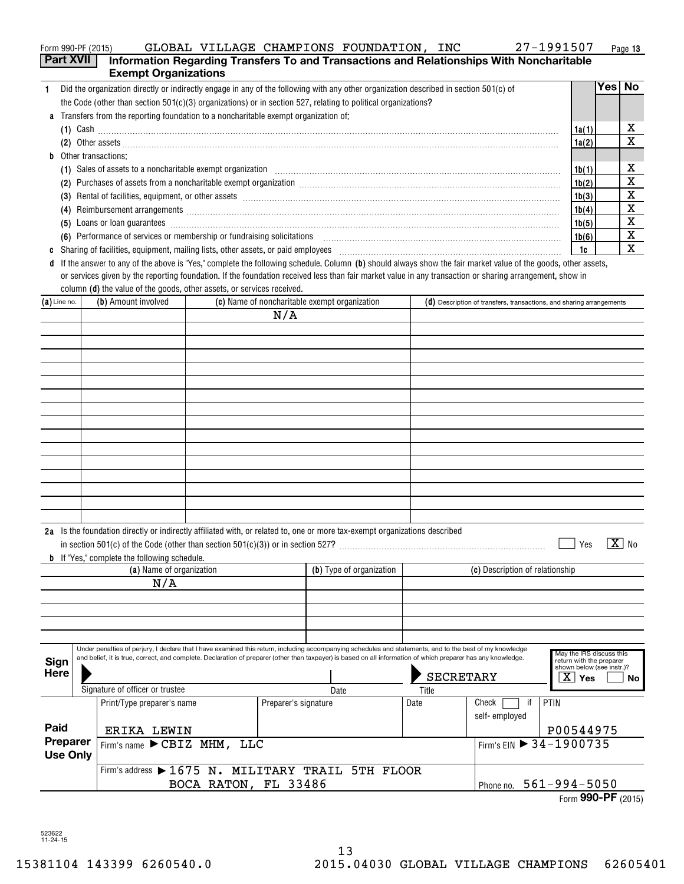Form 990-PF (2015) GLOBAL VILLAGE CHAMPIONS FOUNDATION, INC 27-1991507

## Part XVII Information Regarding Transfers To and Transactions and Relationships With Noncharitable Exempt Organizations

| | | | Yes | No |
|---|---|---|---|---|
| 1 | Did the organization directly or indirectly engage in any of the following with any other organization described in section 501(c) of the Code (other than section 501(c)(3) organizations) or in section 527, relating to political organizations? | | | |
| a | Transfers from the reporting foundation to a noncharitable exempt organization of: | | | |
| | (1) Cash | 1a(1) | | X |
| | (2) Other assets | 1a(2) | | X |
| b | Other transactions: | | | |
| | (1) Sales of assets to a noncharitable exempt organization | 1b(1) | | X |
| | (2) Purchases of assets from a noncharitable exempt organization | 1b(2) | | X |
| | (3) Rental of facilities, equipment, or other assets | 1b(3) | | X |
| | (4) Reimbursement arrangements | 1b(4) | | X |
| | (5) Loans or loan guarantees | 1b(5) | | X |
| | (6) Performance of services or membership or fundraising solicitations | 1b(6) | | X |
| c | Sharing of facilities, equipment, mailing lists, other assets, or paid employees | 1c | | X |

**d** If the answer to any of the above is "Yes," complete the following schedule. Column **(b)** should always show the fair market value of the goods, other assets, or services given by the reporting foundation. If the foundation received less than fair market value in any transaction or sharing arrangement, show in column **(d)** the value of the goods, other assets, or services received.

| (a) Line no. | (b) Amount involved | (c) Name of noncharitable exempt organization | (d) Description of transfers, transactions, and sharing arrangements |
|---|---|---|---|
| | | N/A | |

**2a** Is the foundation directly or indirectly affiliated with, or related to, one or more tax-exempt organizations described in section 501(c) of the Code (other than section 501(c)(3)) or in section 527? ☐ Yes ☒ No

**b** If "Yes," complete the following schedule.

| (a) Name of organization | (b) Type of organization | (c) Description of relationship |
|---|---|---|
| N/A | | |

**Sign Here**

Under penalties of perjury, I declare that I have examined this return, including accompanying schedules and statements, and to the best of my knowledge and belief, it is true, correct, and complete. Declaration of preparer (other than taxpayer) is based on all information of which preparer has any knowledge.

Signature of officer or trustee | Date | Title: SECRETARY

May the IRS discuss this return with the preparer shown below (see instr.)? ☒ Yes ☐ No

**Paid Preparer Use Only**

| Print/Type preparer's name | Preparer's signature | Date | Check ☐ if self-employed | PTIN |
|---|---|---|---|---|
| ERIKA LEWIN | | | | P00544975 |

Firm's name ▶ CBIZ MHM, LLC — Firm's EIN ▶ 34-1900735

Firm's address ▶ 1675 N. MILITARY TRAIL 5TH FLOOR, BOCA RATON, FL 33486 — Phone no. 561-994-5050

Form **990-PF** (2015)

523622 11-24-15

15381104 143399 6260540.0 2015.04030 GLOBAL VILLAGE CHAMPIONS 62605401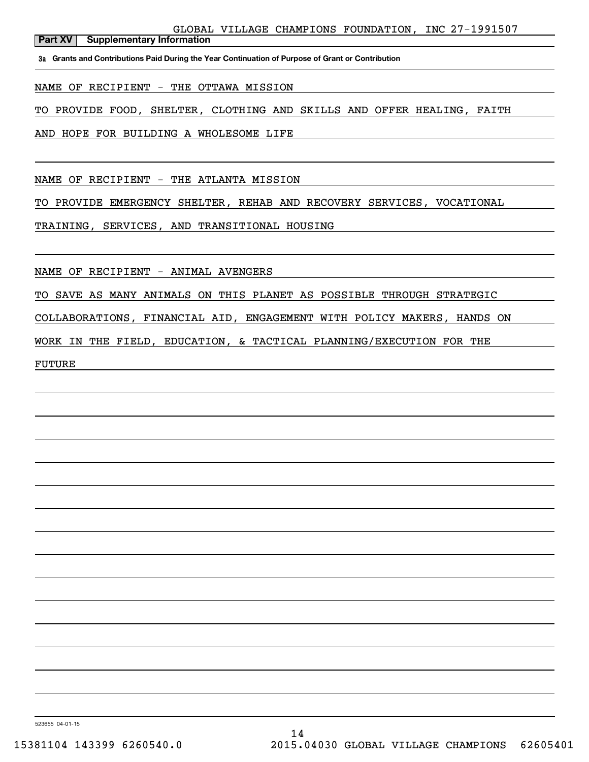GLOBAL VILLAGE CHAMPIONS FOUNDATION, INC 27-1991507

**Part XV Supplementary Information**

**3a Grants and Contributions Paid During the Year Continuation of Purpose of Grant or Contribution**

NAME OF RECIPIENT - THE OTTAWA MISSION

TO PROVIDE FOOD, SHELTER, CLOTHING AND SKILLS AND OFFER HEALING, FAITH AND HOPE FOR BUILDING A WHOLESOME LIFE

NAME OF RECIPIENT - THE ATLANTA MISSION

TO PROVIDE EMERGENCY SHELTER, REHAB AND RECOVERY SERVICES, VOCATIONAL TRAINING, SERVICES, AND TRANSITIONAL HOUSING

NAME OF RECIPIENT - ANIMAL AVENGERS

TO SAVE AS MANY ANIMALS ON THIS PLANET AS POSSIBLE THROUGH STRATEGIC COLLABORATIONS, FINANCIAL AID, ENGAGEMENT WITH POLICY MAKERS, HANDS ON WORK IN THE FIELD, EDUCATION, & TACTICAL PLANNING/EXECUTION FOR THE FUTURE

523655 04-01-15

15381104 143399 6260540.0 2015.04030 GLOBAL VILLAGE CHAMPIONS 62605401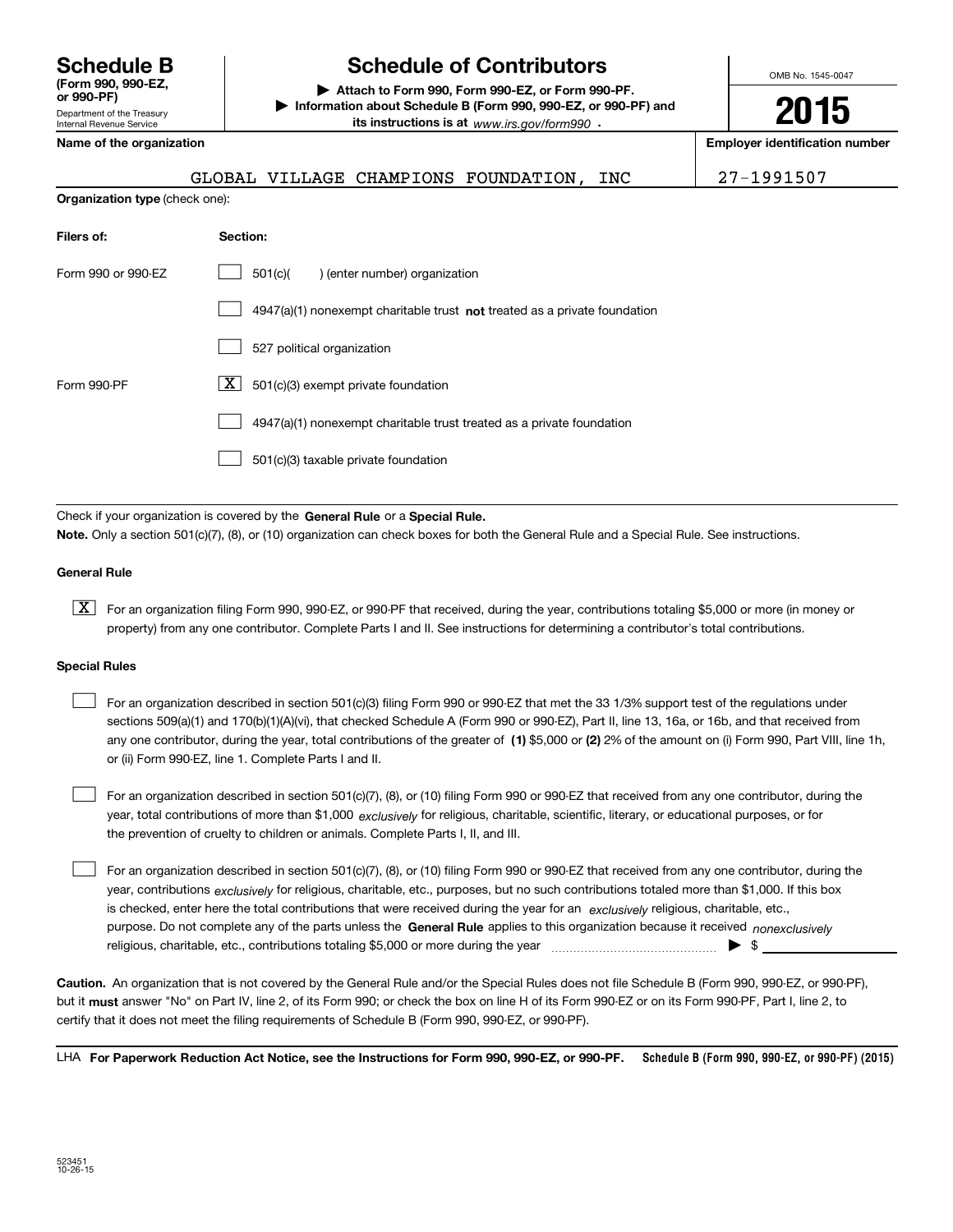**Schedule B**
**(Form 990, 990-EZ, or 990-PF)**
Department of the Treasury
Internal Revenue Service

# Schedule of Contributors

▶ **Attach to Form 990, Form 990-EZ, or Form 990-PF.**
▶ **Information about Schedule B (Form 990, 990-EZ, or 990-PF) and its instructions is at** *www.irs.gov/form990* .

OMB No. 1545-0047

**2015**

**Name of the organization**

GLOBAL VILLAGE CHAMPIONS FOUNDATION, INC

**Employer identification number**

27-1991507

**Organization type** (check one):

| **Filers of:** | **Section:** |
|---|---|
| Form 990 or 990-EZ | ☐ 501(c)(    ) (enter number) organization |
| | ☐ 4947(a)(1) nonexempt charitable trust **not** treated as a private foundation |
| | ☐ 527 political organization |
| Form 990-PF | ☒ 501(c)(3) exempt private foundation |
| | ☐ 4947(a)(1) nonexempt charitable trust treated as a private foundation |
| | ☐ 501(c)(3) taxable private foundation |

Check if your organization is covered by the **General Rule** or a **Special Rule.**

**Note.** Only a section 501(c)(7), (8), or (10) organization can check boxes for both the General Rule and a Special Rule. See instructions.

**General Rule**

☒ For an organization filing Form 990, 990-EZ, or 990-PF that received, during the year, contributions totaling $5,000 or more (in money or property) from any one contributor. Complete Parts I and II. See instructions for determining a contributor's total contributions.

**Special Rules**

☐ For an organization described in section 501(c)(3) filing Form 990 or 990-EZ that met the 33 1/3% support test of the regulations under sections 509(a)(1) and 170(b)(1)(A)(vi), that checked Schedule A (Form 990 or 990-EZ), Part II, line 13, 16a, or 16b, and that received from any one contributor, during the year, total contributions of the greater of **(1)** $5,000 or **(2)** 2% of the amount on (i) Form 990, Part VIII, line 1h, or (ii) Form 990-EZ, line 1. Complete Parts I and II.

☐ For an organization described in section 501(c)(7), (8), or (10) filing Form 990 or 990-EZ that received from any one contributor, during the year, total contributions of more than $1,000 *exclusively* for religious, charitable, scientific, literary, or educational purposes, or for the prevention of cruelty to children or animals. Complete Parts I, II, and III.

☐ For an organization described in section 501(c)(7), (8), or (10) filing Form 990 or 990-EZ that received from any one contributor, during the year, contributions *exclusively* for religious, charitable, etc., purposes, but no such contributions totaled more than $1,000. If this box is checked, enter here the total contributions that were received during the year for an *exclusively* religious, charitable, etc., purpose. Do not complete any of the parts unless the **General Rule** applies to this organization because it received *nonexclusively* religious, charitable, etc., contributions totaling $5,000 or more during the year ▶ $

**Caution.** An organization that is not covered by the General Rule and/or the Special Rules does not file Schedule B (Form 990, 990-EZ, or 990-PF), but it **must** answer "No" on Part IV, line 2, of its Form 990; or check the box on line H of its Form 990-EZ or on its Form 990-PF, Part I, line 2, to certify that it does not meet the filing requirements of Schedule B (Form 990, 990-EZ, or 990-PF).

LHA **For Paperwork Reduction Act Notice, see the Instructions for Form 990, 990-EZ, or 990-PF.** **Schedule B (Form 990, 990-EZ, or 990-PF) (2015)**

523451
10-26-15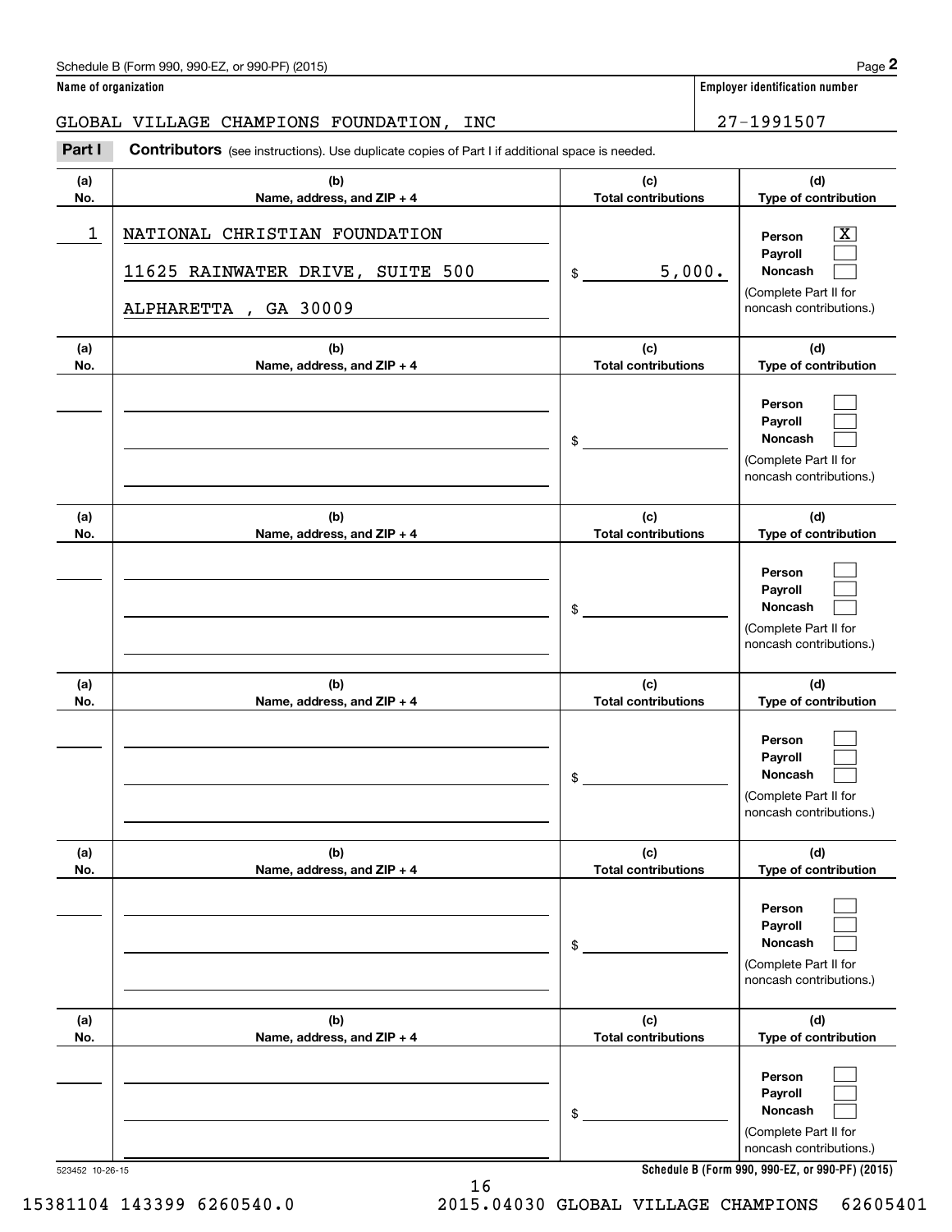Schedule B (Form 990, 990-EZ, or 990-PF) (2015)

**Name of organization**

GLOBAL VILLAGE CHAMPIONS FOUNDATION, INC

**Employer identification number**

27-1991507

**Part I** **Contributors** (see instructions). Use duplicate copies of Part I if additional space is needed.

| (a) No. | (b) Name, address, and ZIP + 4 | (c) Total contributions | (d) Type of contribution |
|---|---|---|---|
| 1 | NATIONAL CHRISTIAN FOUNDATION<br>11625 RAINWATER DRIVE, SUITE 500<br>ALPHARETTA , GA 30009 | $ 5,000. | Person [X]<br>Payroll [ ]<br>Noncash [ ]<br>(Complete Part II for noncash contributions.) |
| | | $ | Person [ ]<br>Payroll [ ]<br>Noncash [ ]<br>(Complete Part II for noncash contributions.) |
| | | $ | Person [ ]<br>Payroll [ ]<br>Noncash [ ]<br>(Complete Part II for noncash contributions.) |
| | | $ | Person [ ]<br>Payroll [ ]<br>Noncash [ ]<br>(Complete Part II for noncash contributions.) |
| | | $ | Person [ ]<br>Payroll [ ]<br>Noncash [ ]<br>(Complete Part II for noncash contributions.) |
| | | $ | Person [ ]<br>Payroll [ ]<br>Noncash [ ]<br>(Complete Part II for noncash contributions.) |

523452 10-26-15

**Schedule B (Form 990, 990-EZ, or 990-PF) (2015)**

15381104 143399 6260540.0 2015.04030 GLOBAL VILLAGE CHAMPIONS 62605401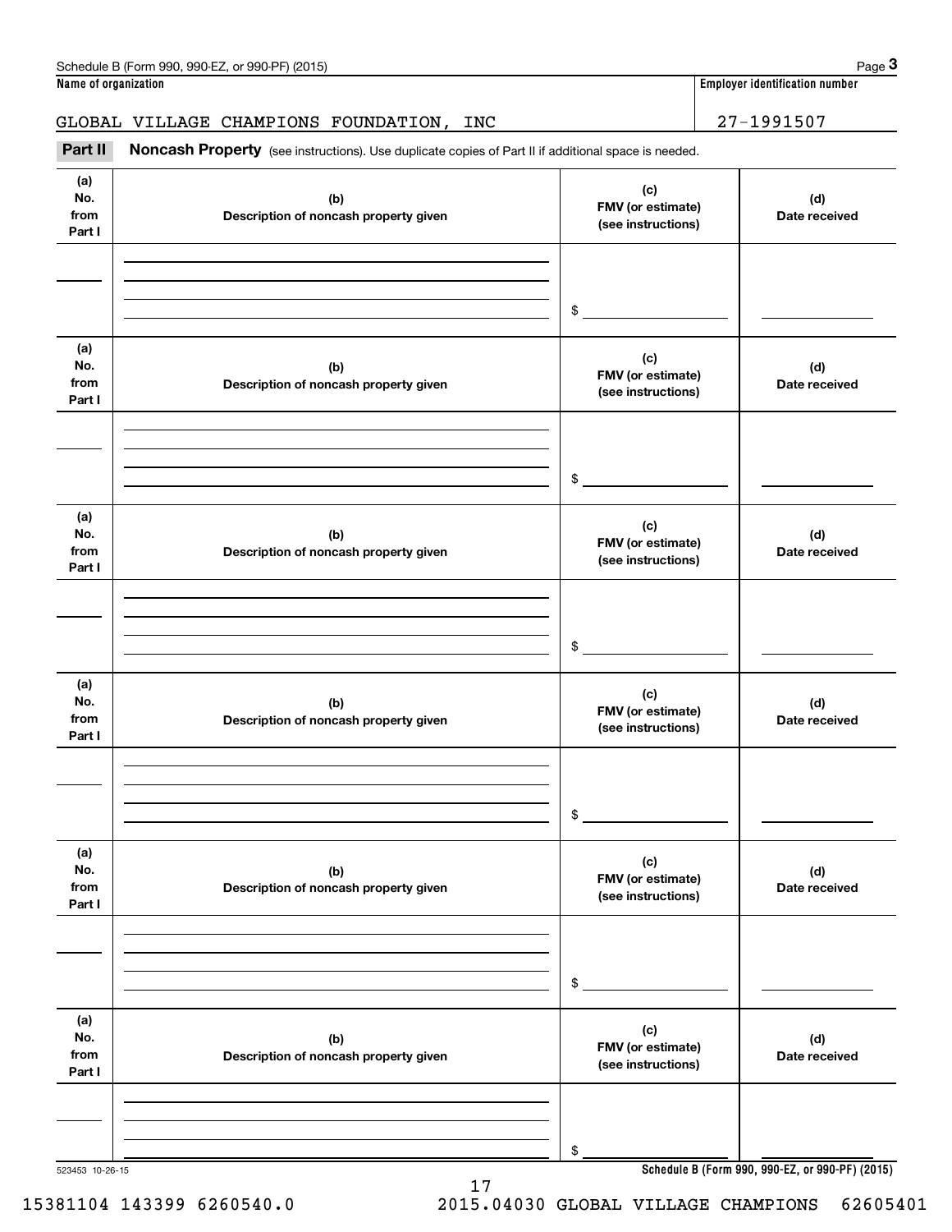Schedule B (Form 990, 990-EZ, or 990-PF) (2015) Page **3**

**Name of organization** | **Employer identification number**

GLOBAL VILLAGE CHAMPIONS FOUNDATION, INC | 27-1991507

**Part II** **Noncash Property** (see instructions). Use duplicate copies of Part II if additional space is needed.

| (a) No. from Part I | (b) Description of noncash property given | (c) FMV (or estimate) (see instructions) | (d) Date received |
|---|---|---|---|
| | | $ | |

| (a) No. from Part I | (b) Description of noncash property given | (c) FMV (or estimate) (see instructions) | (d) Date received |
|---|---|---|---|
| | | $ | |

| (a) No. from Part I | (b) Description of noncash property given | (c) FMV (or estimate) (see instructions) | (d) Date received |
|---|---|---|---|
| | | $ | |

| (a) No. from Part I | (b) Description of noncash property given | (c) FMV (or estimate) (see instructions) | (d) Date received |
|---|---|---|---|
| | | $ | |

| (a) No. from Part I | (b) Description of noncash property given | (c) FMV (or estimate) (see instructions) | (d) Date received |
|---|---|---|---|
| | | $ | |

| (a) No. from Part I | (b) Description of noncash property given | (c) FMV (or estimate) (see instructions) | (d) Date received |
|---|---|---|---|
| | | $ | |

523453 10-26-15 **Schedule B (Form 990, 990-EZ, or 990-PF) (2015)**

15381104 143399 6260540.0 2015.04030 GLOBAL VILLAGE CHAMPIONS 62605401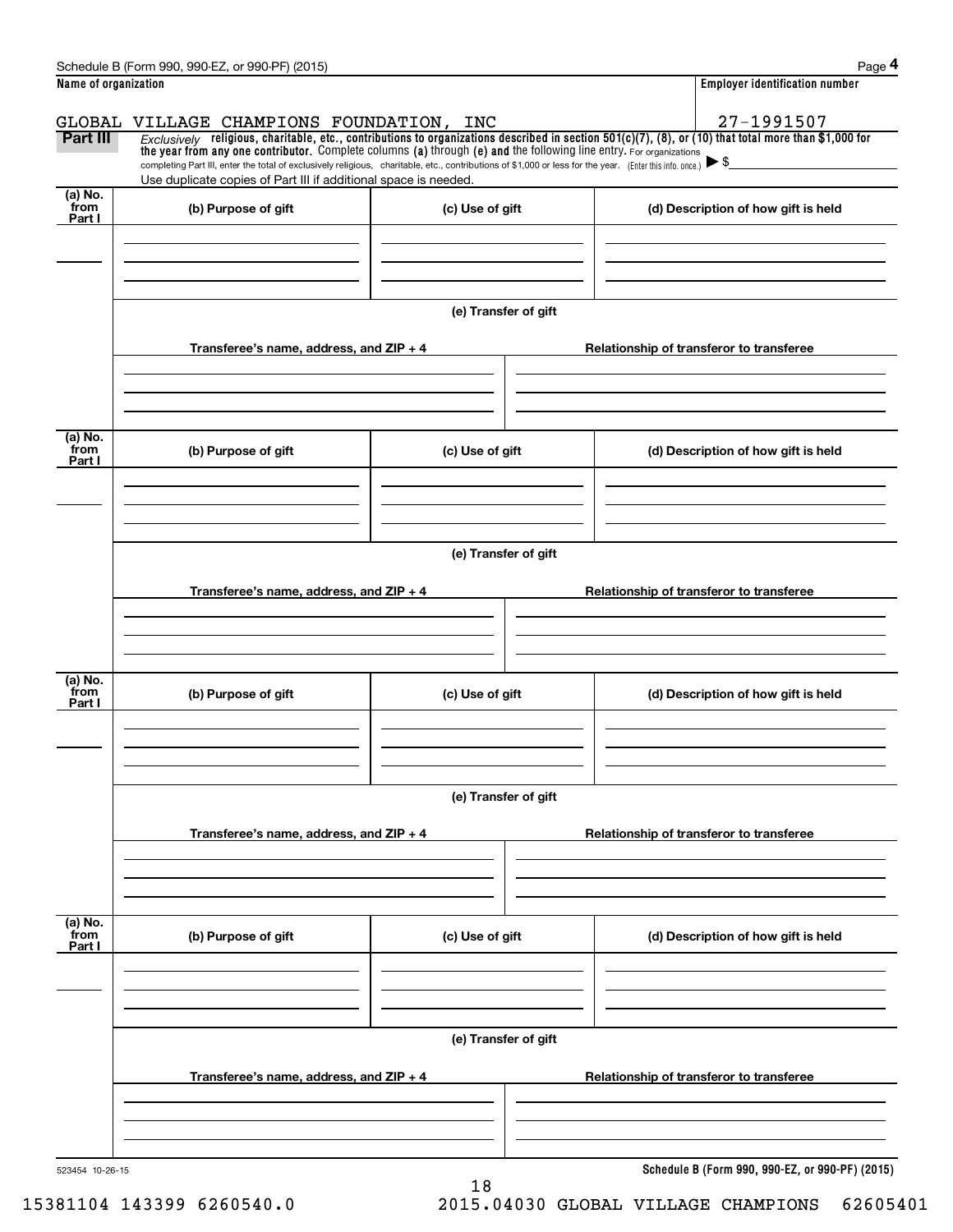Schedule B (Form 990, 990-EZ, or 990-PF) (2015)

**Name of organization**

GLOBAL VILLAGE CHAMPIONS FOUNDATION, INC

**Employer identification number**

27-1991507

**Part III** *Exclusively* **religious, charitable, etc., contributions to organizations described in section 501(c)(7), (8), or (10) that total more than $1,000 for the year from any one contributor.** Complete columns **(a)** through **(e) and** the following line entry. For organizations completing Part III, enter the total of exclusively religious, charitable, etc., contributions of $1,000 or less for the year. (Enter this info. once.) ▶ $

Use duplicate copies of Part III if additional space is needed.

| (a) No. from Part I | (b) Purpose of gift | (c) Use of gift | (d) Description of how gift is held |
|---|---|---|---|
| | | | |

**(e) Transfer of gift**

| Transferee's name, address, and ZIP + 4 | Relationship of transferor to transferee |
|---|---|
| | |

| (a) No. from Part I | (b) Purpose of gift | (c) Use of gift | (d) Description of how gift is held |
|---|---|---|---|
| | | | |

**(e) Transfer of gift**

| Transferee's name, address, and ZIP + 4 | Relationship of transferor to transferee |
|---|---|
| | |

| (a) No. from Part I | (b) Purpose of gift | (c) Use of gift | (d) Description of how gift is held |
|---|---|---|---|
| | | | |

**(e) Transfer of gift**

| Transferee's name, address, and ZIP + 4 | Relationship of transferor to transferee |
|---|---|
| | |

| (a) No. from Part I | (b) Purpose of gift | (c) Use of gift | (d) Description of how gift is held |
|---|---|---|---|
| | | | |

**(e) Transfer of gift**

| Transferee's name, address, and ZIP + 4 | Relationship of transferor to transferee |
|---|---|
| | |

523454 10-26-15

**Schedule B (Form 990, 990-EZ, or 990-PF) (2015)**

15381104 143399 6260540.0 2015.04030 GLOBAL VILLAGE CHAMPIONS 62605401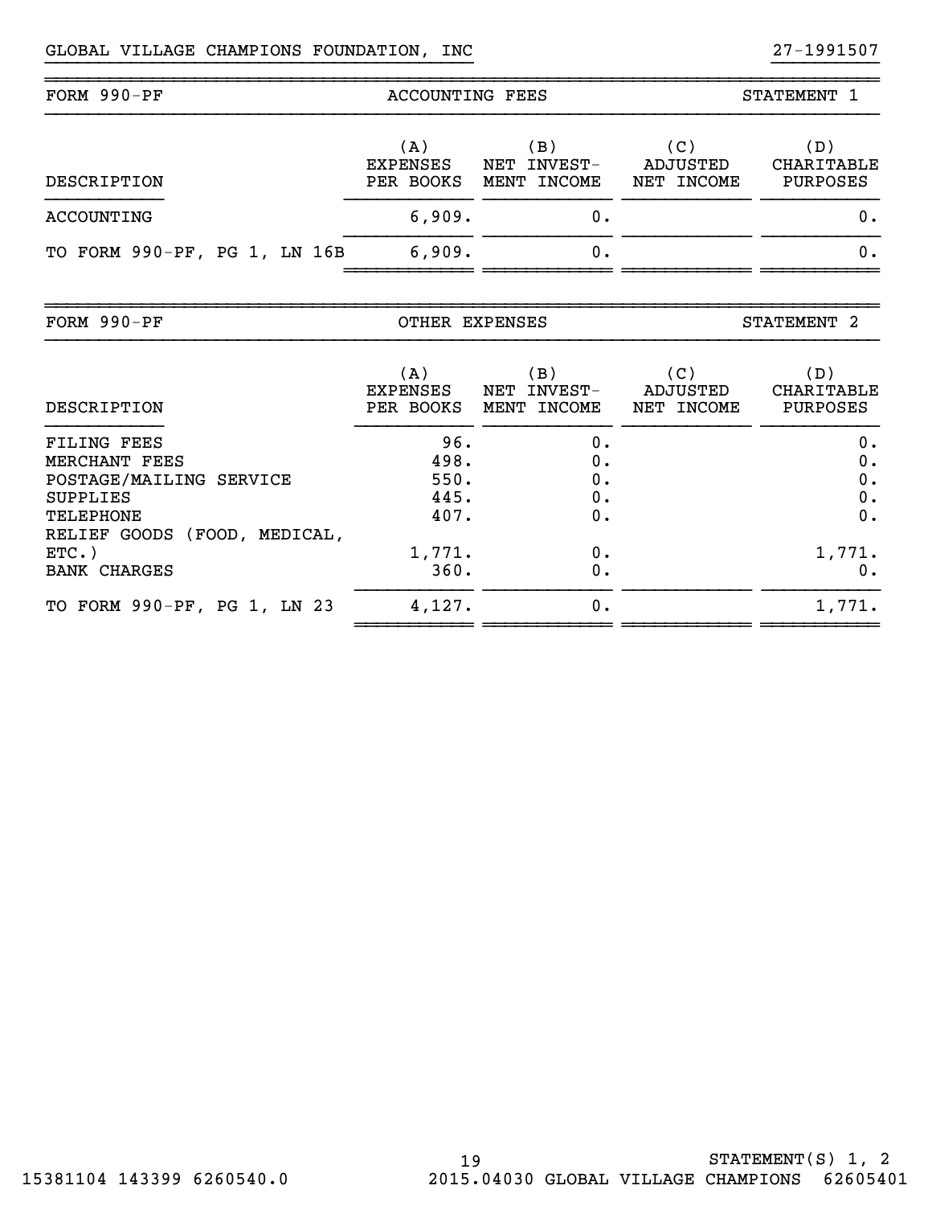GLOBAL VILLAGE CHAMPIONS FOUNDATION, INC 27-1991507

FORM 990-PF — ACCOUNTING FEES — STATEMENT 1

| DESCRIPTION | (A) EXPENSES PER BOOKS | (B) NET INVEST- MENT INCOME | (C) ADJUSTED NET INCOME | (D) CHARITABLE PURPOSES |
|---|---|---|---|---|
| ACCOUNTING | 6,909. | 0. | | 0. |
| TO FORM 990-PF, PG 1, LN 16B | 6,909. | 0. | | 0. |

FORM 990-PF — OTHER EXPENSES — STATEMENT 2

| DESCRIPTION | (A) EXPENSES PER BOOKS | (B) NET INVEST- MENT INCOME | (C) ADJUSTED NET INCOME | (D) CHARITABLE PURPOSES |
|---|---|---|---|---|
| FILING FEES | 96. | 0. | | 0. |
| MERCHANT FEES | 498. | 0. | | 0. |
| POSTAGE/MAILING SERVICE | 550. | 0. | | 0. |
| SUPPLIES | 445. | 0. | | 0. |
| TELEPHONE | 407. | 0. | | 0. |
| RELIEF GOODS (FOOD, MEDICAL, ETC.) | 1,771. | 0. | | 1,771. |
| BANK CHARGES | 360. | 0. | | 0. |
| TO FORM 990-PF, PG 1, LN 23 | 4,127. | 0. | | 1,771. |

STATEMENT(S) 1, 2

15381104 143399 6260540.0 2015.04030 GLOBAL VILLAGE CHAMPIONS 62605401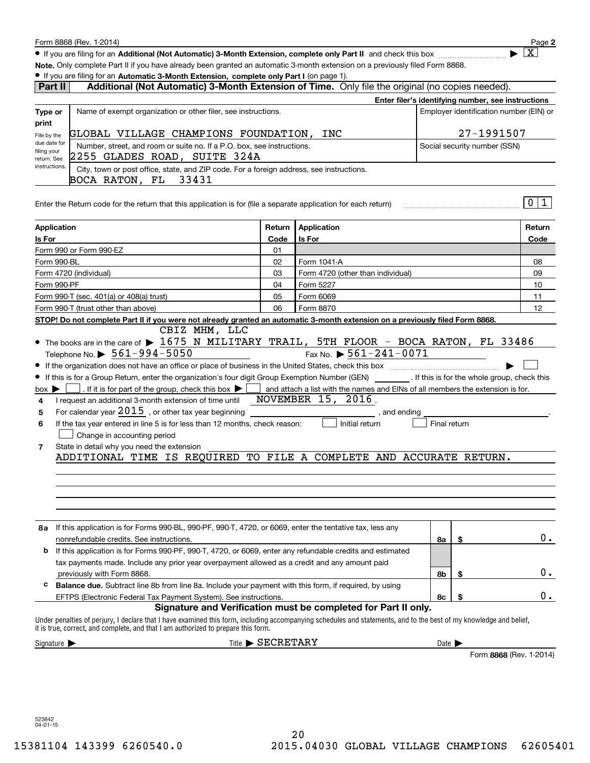Form 8868 (Rev. 1-2014)

- If you are filing for an **Additional (Not Automatic) 3-Month Extension, complete only Part II** and check this box ▶ [X]

**Note.** Only complete Part II if you have already been granted an automatic 3-month extension on a previously filed Form 8868.

- If you are filing for an **Automatic 3-Month Extension, complete only Part I** (on page 1).

## Part II — Additional (Not Automatic) 3-Month Extension of Time. Only file the original (no copies needed).

**Enter filer's identifying number, see instructions**

| Type or print | Name of exempt organization or other filer, see instructions. | Employer identification number (EIN) or |
|---|---|---|
| File by the due date for filing your return. See instructions. | GLOBAL VILLAGE CHAMPIONS FOUNDATION, INC | 27-1991507 |
| | Number, street, and room or suite no. If a P.O. box, see instructions. 2255 GLADES ROAD, SUITE 324A | Social security number (SSN) |
| | City, town or post office, state, and ZIP code. For a foreign address, see instructions. BOCA RATON, FL 33431 | |

Enter the Return code for the return that this application is for (file a separate application for each return) 01

| Application Is For | Return Code | Application Is For | Return Code |
|---|---|---|---|
| Form 990 or Form 990-EZ | 01 | | |
| Form 990-BL | 02 | Form 1041-A | 08 |
| Form 4720 (individual) | 03 | Form 4720 (other than individual) | 09 |
| Form 990-PF | 04 | Form 5227 | 10 |
| Form 990-T (sec. 401(a) or 408(a) trust) | 05 | Form 6069 | 11 |
| Form 990-T (trust other than above) | 06 | Form 8870 | 12 |

**STOP! Do not complete Part II if you were not already granted an automatic 3-month extension on a previously filed Form 8868.**

- The books are in the care of ▶ CBIZ MHM, LLC 1675 N MILITARY TRAIL, 5TH FLOOR - BOCA RATON, FL 33486

  Telephone No. ▶ 561-994-5050 Fax No. ▶ 561-241-0071
- If the organization does not have an office or place of business in the United States, check this box ▶ [ ]
- If this is for a Group Return, enter the organization's four digit Group Exemption Number (GEN) ______ . If this is for the whole group, check this box ▶ [ ] . If it is for part of the group, check this box ▶ [ ] and attach a list with the names and EINs of all members the extension is for.

**4** I request an additional 3-month extension of time until NOVEMBER 15, 2016.

**5** For calendar year 2015 , or other tax year beginning ______________ , and ending ______________ .

**6** If the tax year entered in line 5 is for less than 12 months, check reason: [ ] Initial return [ ] Final return [ ] Change in accounting period

**7** State in detail why you need the extension
ADDITIONAL TIME IS REQUIRED TO FILE A COMPLETE AND ACCURATE RETURN.

| | | | |
|---|---|---|---|
| **8a** If this application is for Forms 990-BL, 990-PF, 990-T, 4720, or 6069, enter the tentative tax, less any nonrefundable credits. See instructions. | 8a | $ | 0. |
| **b** If this application is for Forms 990-PF, 990-T, 4720, or 6069, enter any refundable credits and estimated tax payments made. Include any prior year overpayment allowed as a credit and any amount paid previously with Form 8868. | 8b | $ | 0. |
| **c** **Balance due.** Subtract line 8b from line 8a. Include your payment with this form, if required, by using EFTPS (Electronic Federal Tax Payment System). See instructions. | 8c | $ | 0. |

**Signature and Verification must be completed for Part II only.**

Under penalties of perjury, I declare that I have examined this form, including accompanying schedules and statements, and to the best of my knowledge and belief, it is true, correct, and complete, and that I am authorized to prepare this form.

Signature ▶ Title ▶ SECRETARY Date ▶

Form **8868** (Rev. 1-2014)

523842
04-01-15

15381104 143399 6260540.0 2015.04030 GLOBAL VILLAGE CHAMPIONS 62605401